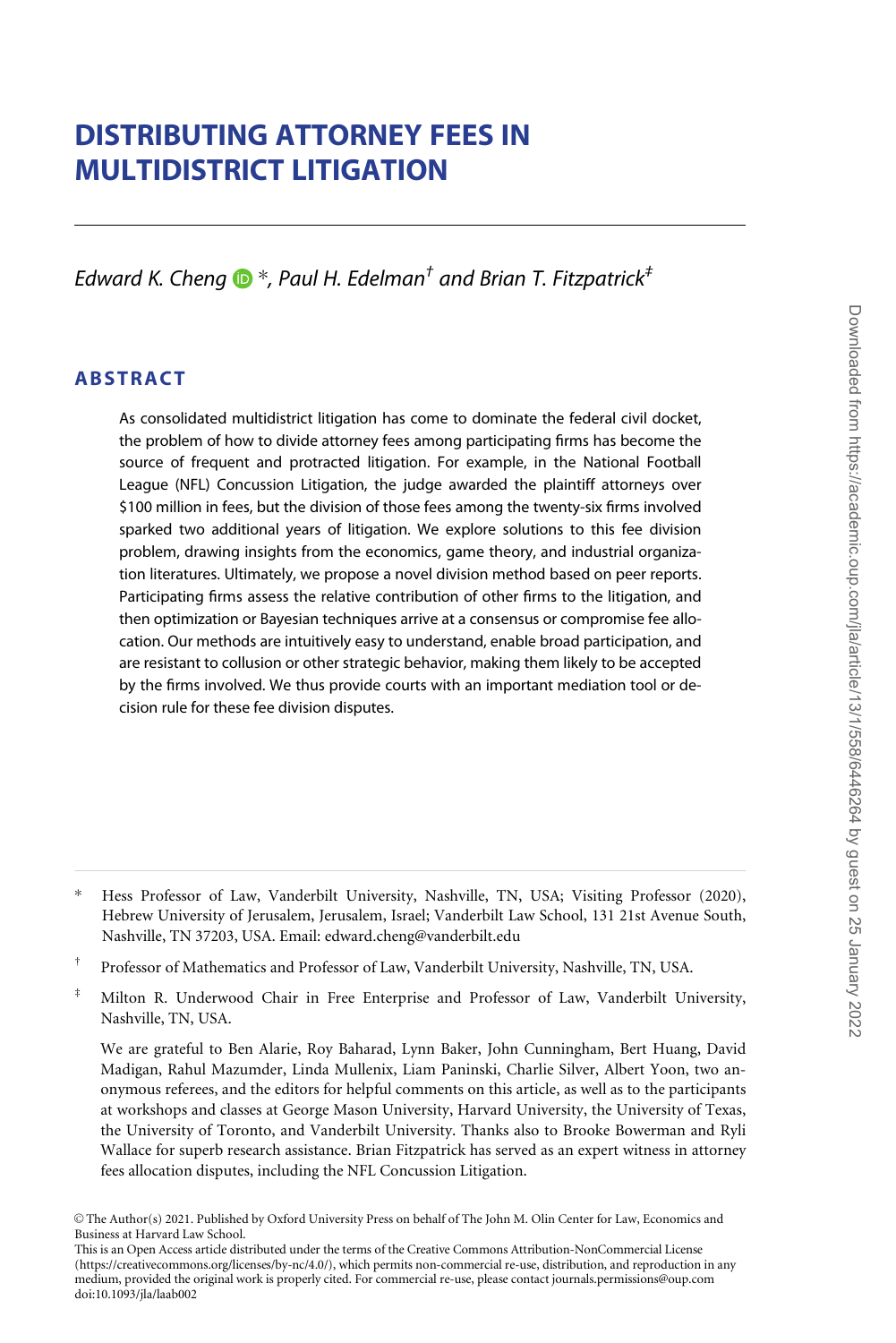# DISTRIBUTING ATTORNEY FEES IN MULTIDISTRICT LITIGATION

*Edward K. Cheng* *, *Paul H. Edelman*† and *Brian T. Fitzpatrick*‡

## ABSTRACT

As consolidated multidistrict litigation has come to dominate the federal civil docket, the problem of how to divide attorney fees among participating firms has become the source of frequent and protracted litigation. For example, in the National Football League (NFL) Concussion Litigation, the judge awarded the plaintiff attorneys over $100 million in fees, but the division of those fees among the twenty-six firms involved sparked two additional years of litigation. We explore solutions to this fee division problem, drawing insights from the economics, game theory, and industrial organization literatures. Ultimately, we propose a novel division method based on peer reports. Participating firms assess the relative contribution of other firms to the litigation, and then optimization or Bayesian techniques arrive at a consensus or compromise fee allocation. Our methods are intuitively easy to understand, enable broad participation, and are resistant to collusion or other strategic behavior, making them likely to be accepted by the firms involved. We thus provide courts with an important mediation tool or decision rule for these fee division disputes.

---

\* Hess Professor of Law, Vanderbilt University, Nashville, TN, USA; Visiting Professor (2020), Hebrew University of Jerusalem, Jerusalem, Israel; Vanderbilt Law School, 131 21st Avenue South, Nashville, TN 37203, USA. Email: edward.cheng@vanderbilt.edu

† Professor of Mathematics and Professor of Law, Vanderbilt University, Nashville, TN, USA.

‡ Milton R. Underwood Chair in Free Enterprise and Professor of Law, Vanderbilt University, Nashville, TN, USA.

We are grateful to Ben Alarie, Roy Baharad, Lynn Baker, John Cunningham, Bert Huang, David Madigan, Rahul Mazumder, Linda Mullenix, Liam Paninski, Charlie Silver, Albert Yoon, two anonymous referees, and the editors for helpful comments on this article, as well as to the participants at workshops and classes at George Mason University, Harvard University, the University of Texas, the University of Toronto, and Vanderbilt University. Thanks also to Brooke Bowerman and Ryli Wallace for superb research assistance. Brian Fitzpatrick has served as an expert witness in attorney fees allocation disputes, including the NFL Concussion Litigation.

© The Author(s) 2021. Published by Oxford University Press on behalf of The John M. Olin Center for Law, Economics and Business at Harvard Law School.
This is an Open Access article distributed under the terms of the Creative Commons Attribution-NonCommercial License (https://creativecommons.org/licenses/by-nc/4.0/), which permits non-commercial re-use, distribution, and reproduction in any medium, provided the original work is properly cited. For commercial re-use, please contact journals.permissions@oup.com
doi:10.1093/jla/laab002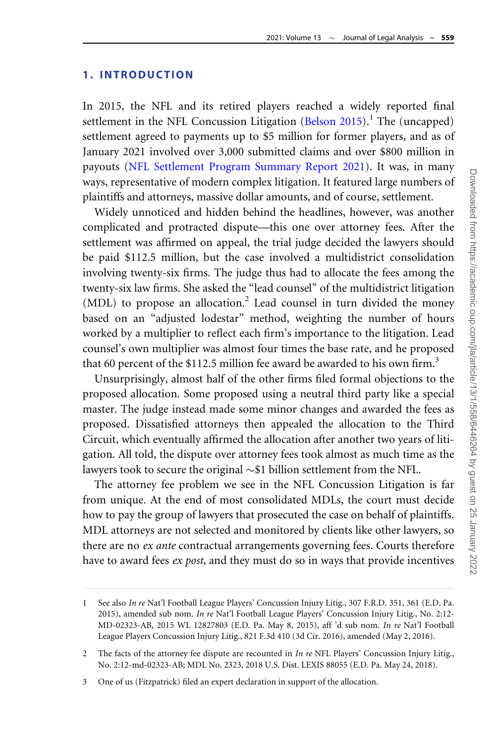## 1. INTRODUCTION

In 2015, the NFL and its retired players reached a widely reported final settlement in the NFL Concussion Litigation (Belson 2015).[1] The (uncapped) settlement agreed to payments up to $5 million for former players, and as of January 2021 involved over 3,000 submitted claims and over $800 million in payouts (NFL Settlement Program Summary Report 2021). It was, in many ways, representative of modern complex litigation. It featured large numbers of plaintiffs and attorneys, massive dollar amounts, and of course, settlement.

Widely unnoticed and hidden behind the headlines, however, was another complicated and protracted dispute—this one over attorney fees. After the settlement was affirmed on appeal, the trial judge decided the lawyers should be paid $112.5 million, but the case involved a multidistrict consolidation involving twenty-six firms. The judge thus had to allocate the fees among the twenty-six law firms. She asked the "lead counsel" of the multidistrict litigation (MDL) to propose an allocation.[2] Lead counsel in turn divided the money based on an "adjusted lodestar" method, weighting the number of hours worked by a multiplier to reflect each firm's importance to the litigation. Lead counsel's own multiplier was almost four times the base rate, and he proposed that 60 percent of the $112.5 million fee award be awarded to his own firm.[3]

Unsurprisingly, almost half of the other firms filed formal objections to the proposed allocation. Some proposed using a neutral third party like a special master. The judge instead made some minor changes and awarded the fees as proposed. Dissatisfied attorneys then appealed the allocation to the Third Circuit, which eventually affirmed the allocation after another two years of litigation. All told, the dispute over attorney fees took almost as much time as the lawyers took to secure the original ~$1 billion settlement from the NFL.

The attorney fee problem we see in the NFL Concussion Litigation is far from unique. At the end of most consolidated MDLs, the court must decide how to pay the group of lawyers that prosecuted the case on behalf of plaintiffs. MDL attorneys are not selected and monitored by clients like other lawyers, so there are no *ex ante* contractual arrangements governing fees. Courts therefore have to award fees *ex post*, and they must do so in ways that provide incentives

---

1 See also *In re* Nat'l Football League Players' Concussion Injury Litig., 307 F.R.D. 351, 361 (E.D. Pa. 2015), amended sub nom. *In re* Nat'l Football League Players' Concussion Injury Litig., No. 2:12-MD-02323-AB, 2015 WL 12827803 (E.D. Pa. May 8, 2015), aff 'd sub nom. *In re* Nat'l Football League Players Concussion Injury Litig., 821 F.3d 410 (3d Cir. 2016), amended (May 2, 2016).

2 The facts of the attorney fee dispute are recounted in *In re* NFL Players' Concussion Injury Litig., No. 2:12-md-02323-AB; MDL No. 2323, 2018 U.S. Dist. LEXIS 88055 (E.D. Pa. May 24, 2018).

3 One of us (Fitzpatrick) filed an expert declaration in support of the allocation.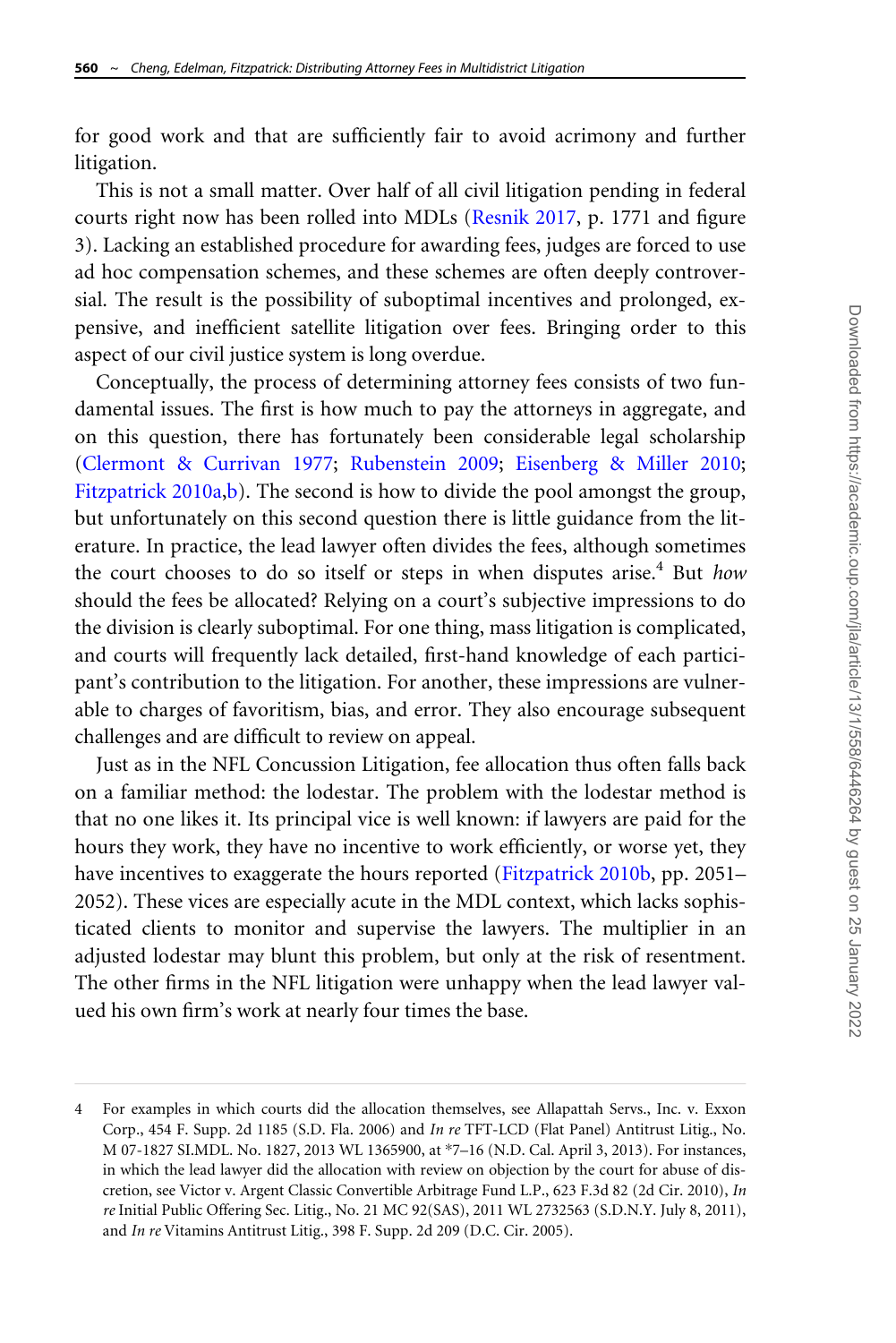for good work and that are sufficiently fair to avoid acrimony and further litigation.

This is not a small matter. Over half of all civil litigation pending in federal courts right now has been rolled into MDLs (Resnik 2017, p. 1771 and figure 3). Lacking an established procedure for awarding fees, judges are forced to use ad hoc compensation schemes, and these schemes are often deeply controversial. The result is the possibility of suboptimal incentives and prolonged, expensive, and inefficient satellite litigation over fees. Bringing order to this aspect of our civil justice system is long overdue.

Conceptually, the process of determining attorney fees consists of two fundamental issues. The first is how much to pay the attorneys in aggregate, and on this question, there has fortunately been considerable legal scholarship (Clermont & Currivan 1977; Rubenstein 2009; Eisenberg & Miller 2010; Fitzpatrick 2010a,b). The second is how to divide the pool amongst the group, but unfortunately on this second question there is little guidance from the literature. In practice, the lead lawyer often divides the fees, although sometimes the court chooses to do so itself or steps in when disputes arise.[4] But *how* should the fees be allocated? Relying on a court's subjective impressions to do the division is clearly suboptimal. For one thing, mass litigation is complicated, and courts will frequently lack detailed, first-hand knowledge of each participant's contribution to the litigation. For another, these impressions are vulnerable to charges of favoritism, bias, and error. They also encourage subsequent challenges and are difficult to review on appeal.

Just as in the NFL Concussion Litigation, fee allocation thus often falls back on a familiar method: the lodestar. The problem with the lodestar method is that no one likes it. Its principal vice is well known: if lawyers are paid for the hours they work, they have no incentive to work efficiently, or worse yet, they have incentives to exaggerate the hours reported (Fitzpatrick 2010b, pp. 2051–2052). These vices are especially acute in the MDL context, which lacks sophisticated clients to monitor and supervise the lawyers. The multiplier in an adjusted lodestar may blunt this problem, but only at the risk of resentment. The other firms in the NFL litigation were unhappy when the lead lawyer valued his own firm's work at nearly four times the base.

---

4 For examples in which courts did the allocation themselves, see Allapattah Servs., Inc. v. Exxon Corp., 454 F. Supp. 2d 1185 (S.D. Fla. 2006) and *In re* TFT-LCD (Flat Panel) Antitrust Litig., No. M 07-1827 SI.MDL. No. 1827, 2013 WL 1365900, at *7–16 (N.D. Cal. April 3, 2013). For instances, in which the lead lawyer did the allocation with review on objection by the court for abuse of discretion, see Victor v. Argent Classic Convertible Arbitrage Fund L.P., 623 F.3d 82 (2d Cir. 2010), *In re* Initial Public Offering Sec. Litig., No. 21 MC 92(SAS), 2011 WL 2732563 (S.D.N.Y. July 8, 2011), and *In re* Vitamins Antitrust Litig., 398 F. Supp. 2d 209 (D.C. Cir. 2005).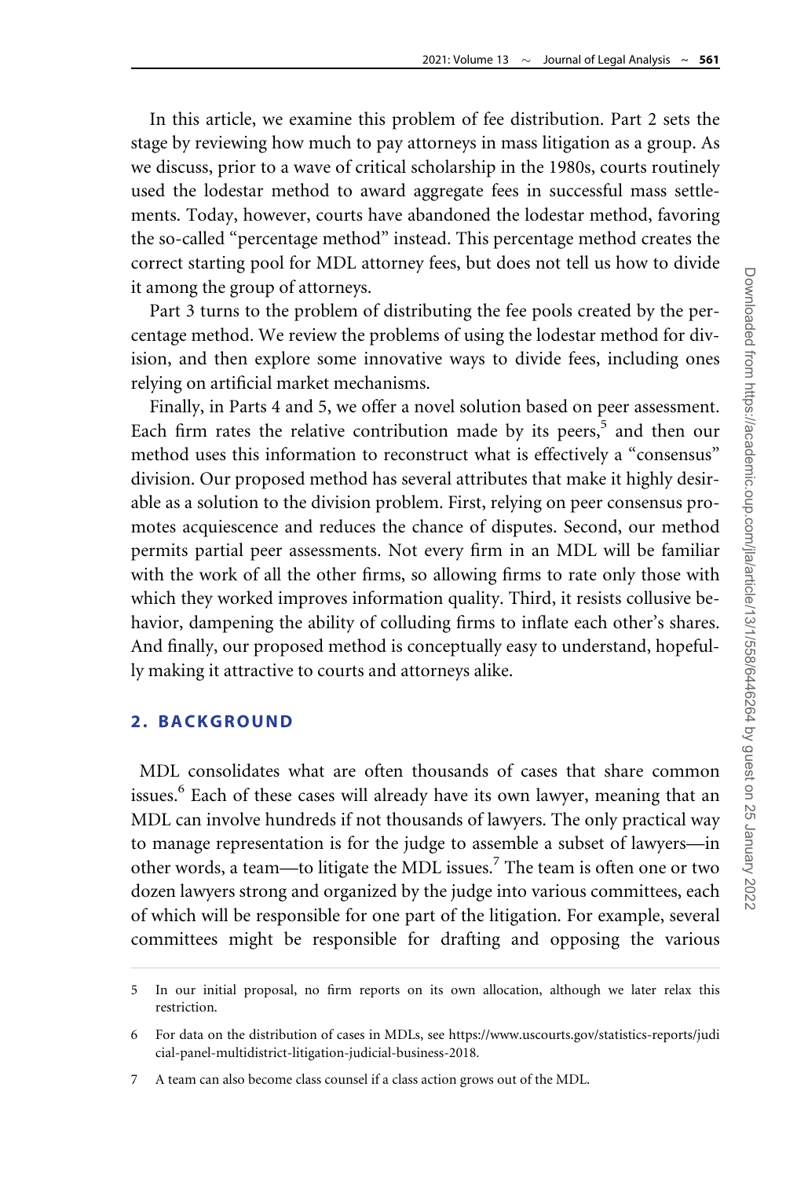In this article, we examine this problem of fee distribution. Part 2 sets the stage by reviewing how much to pay attorneys in mass litigation as a group. As we discuss, prior to a wave of critical scholarship in the 1980s, courts routinely used the lodestar method to award aggregate fees in successful mass settlements. Today, however, courts have abandoned the lodestar method, favoring the so-called "percentage method" instead. This percentage method creates the correct starting pool for MDL attorney fees, but does not tell us how to divide it among the group of attorneys.

Part 3 turns to the problem of distributing the fee pools created by the percentage method. We review the problems of using the lodestar method for division, and then explore some innovative ways to divide fees, including ones relying on artificial market mechanisms.

Finally, in Parts 4 and 5, we offer a novel solution based on peer assessment. Each firm rates the relative contribution made by its peers,[5] and then our method uses this information to reconstruct what is effectively a "consensus" division. Our proposed method has several attributes that make it highly desirable as a solution to the division problem. First, relying on peer consensus promotes acquiescence and reduces the chance of disputes. Second, our method permits partial peer assessments. Not every firm in an MDL will be familiar with the work of all the other firms, so allowing firms to rate only those with which they worked improves information quality. Third, it resists collusive behavior, dampening the ability of colluding firms to inflate each other's shares. And finally, our proposed method is conceptually easy to understand, hopefully making it attractive to courts and attorneys alike.

## 2. BACKGROUND

MDL consolidates what are often thousands of cases that share common issues.[6] Each of these cases will already have its own lawyer, meaning that an MDL can involve hundreds if not thousands of lawyers. The only practical way to manage representation is for the judge to assemble a subset of lawyers—in other words, a team—to litigate the MDL issues.[7] The team is often one or two dozen lawyers strong and organized by the judge into various committees, each of which will be responsible for one part of the litigation. For example, several committees might be responsible for drafting and opposing the various

---

5 In our initial proposal, no firm reports on its own allocation, although we later relax this restriction.

6 For data on the distribution of cases in MDLs, see https://www.uscourts.gov/statistics-reports/judicial-panel-multidistrict-litigation-judicial-business-2018.

7 A team can also become class counsel if a class action grows out of the MDL.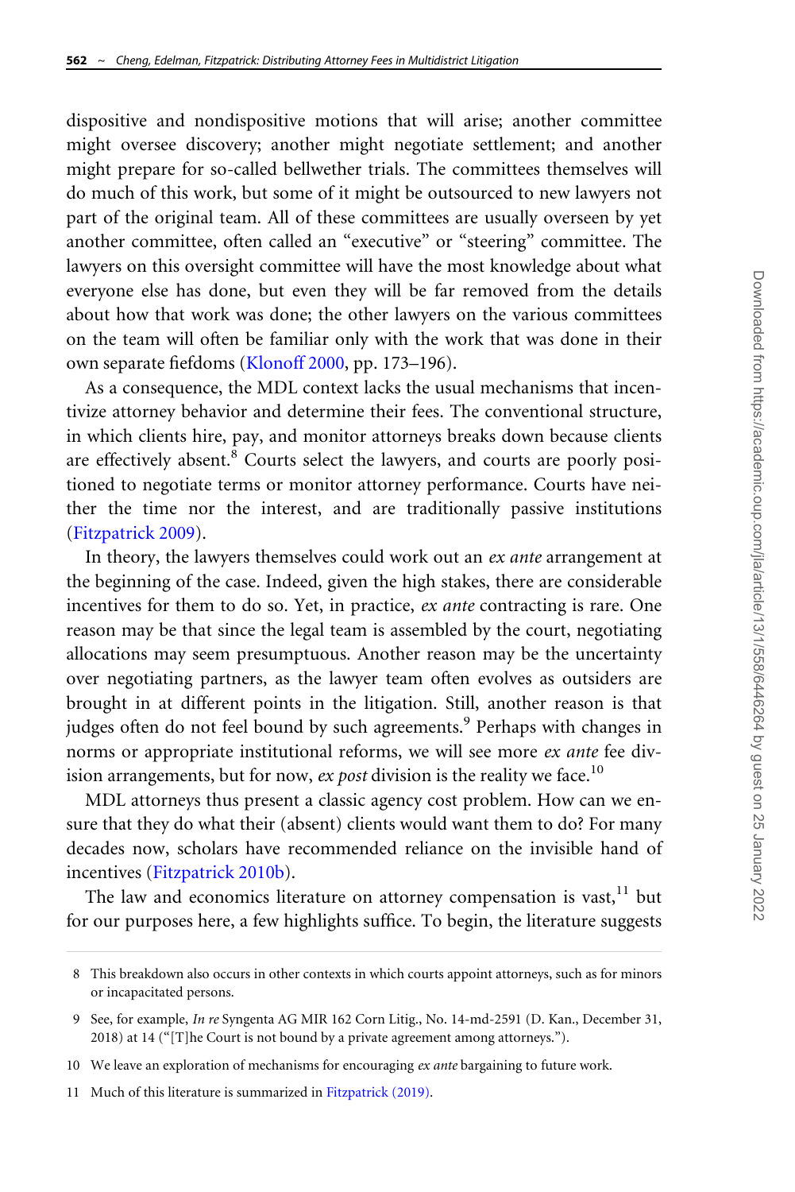dispositive and nondispositive motions that will arise; another committee might oversee discovery; another might negotiate settlement; and another might prepare for so-called bellwether trials. The committees themselves will do much of this work, but some of it might be outsourced to new lawyers not part of the original team. All of these committees are usually overseen by yet another committee, often called an "executive" or "steering" committee. The lawyers on this oversight committee will have the most knowledge about what everyone else has done, but even they will be far removed from the details about how that work was done; the other lawyers on the various committees on the team will often be familiar only with the work that was done in their own separate fiefdoms (Klonoff 2000, pp. 173–196).

As a consequence, the MDL context lacks the usual mechanisms that incentivize attorney behavior and determine their fees. The conventional structure, in which clients hire, pay, and monitor attorneys breaks down because clients are effectively absent.[8] Courts select the lawyers, and courts are poorly positioned to negotiate terms or monitor attorney performance. Courts have neither the time nor the interest, and are traditionally passive institutions (Fitzpatrick 2009).

In theory, the lawyers themselves could work out an *ex ante* arrangement at the beginning of the case. Indeed, given the high stakes, there are considerable incentives for them to do so. Yet, in practice, *ex ante* contracting is rare. One reason may be that since the legal team is assembled by the court, negotiating allocations may seem presumptuous. Another reason may be the uncertainty over negotiating partners, as the lawyer team often evolves as outsiders are brought in at different points in the litigation. Still, another reason is that judges often do not feel bound by such agreements.[9] Perhaps with changes in norms or appropriate institutional reforms, we will see more *ex ante* fee division arrangements, but for now, *ex post* division is the reality we face.[10]

MDL attorneys thus present a classic agency cost problem. How can we ensure that they do what their (absent) clients would want them to do? For many decades now, scholars have recommended reliance on the invisible hand of incentives (Fitzpatrick 2010b).

The law and economics literature on attorney compensation is vast,[11] but for our purposes here, a few highlights suffice. To begin, the literature suggests

---

8 This breakdown also occurs in other contexts in which courts appoint attorneys, such as for minors or incapacitated persons.

9 See, for example, *In re* Syngenta AG MIR 162 Corn Litig., No. 14-md-2591 (D. Kan., December 31, 2018) at 14 ("[T]he Court is not bound by a private agreement among attorneys.").

10 We leave an exploration of mechanisms for encouraging *ex ante* bargaining to future work.

11 Much of this literature is summarized in Fitzpatrick (2019).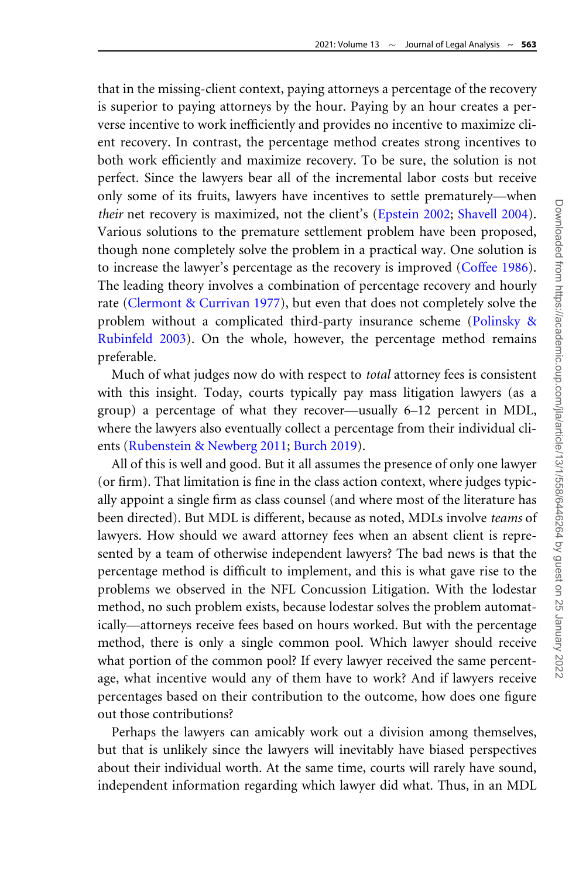that in the missing-client context, paying attorneys a percentage of the recovery is superior to paying attorneys by the hour. Paying by an hour creates a perverse incentive to work inefficiently and provides no incentive to maximize client recovery. In contrast, the percentage method creates strong incentives to both work efficiently and maximize recovery. To be sure, the solution is not perfect. Since the lawyers bear all of the incremental labor costs but receive only some of its fruits, lawyers have incentives to settle prematurely—when *their* net recovery is maximized, not the client's (Epstein 2002; Shavell 2004). Various solutions to the premature settlement problem have been proposed, though none completely solve the problem in a practical way. One solution is to increase the lawyer's percentage as the recovery is improved (Coffee 1986). The leading theory involves a combination of percentage recovery and hourly rate (Clermont & Currivan 1977), but even that does not completely solve the problem without a complicated third-party insurance scheme (Polinsky & Rubinfeld 2003). On the whole, however, the percentage method remains preferable.

Much of what judges now do with respect to *total* attorney fees is consistent with this insight. Today, courts typically pay mass litigation lawyers (as a group) a percentage of what they recover—usually 6–12 percent in MDL, where the lawyers also eventually collect a percentage from their individual clients (Rubenstein & Newberg 2011; Burch 2019).

All of this is well and good. But it all assumes the presence of only one lawyer (or firm). That limitation is fine in the class action context, where judges typically appoint a single firm as class counsel (and where most of the literature has been directed). But MDL is different, because as noted, MDLs involve *teams* of lawyers. How should we award attorney fees when an absent client is represented by a team of otherwise independent lawyers? The bad news is that the percentage method is difficult to implement, and this is what gave rise to the problems we observed in the NFL Concussion Litigation. With the lodestar method, no such problem exists, because lodestar solves the problem automatically—attorneys receive fees based on hours worked. But with the percentage method, there is only a single common pool. Which lawyer should receive what portion of the common pool? If every lawyer received the same percentage, what incentive would any of them have to work? And if lawyers receive percentages based on their contribution to the outcome, how does one figure out those contributions?

Perhaps the lawyers can amicably work out a division among themselves, but that is unlikely since the lawyers will inevitably have biased perspectives about their individual worth. At the same time, courts will rarely have sound, independent information regarding which lawyer did what. Thus, in an MDL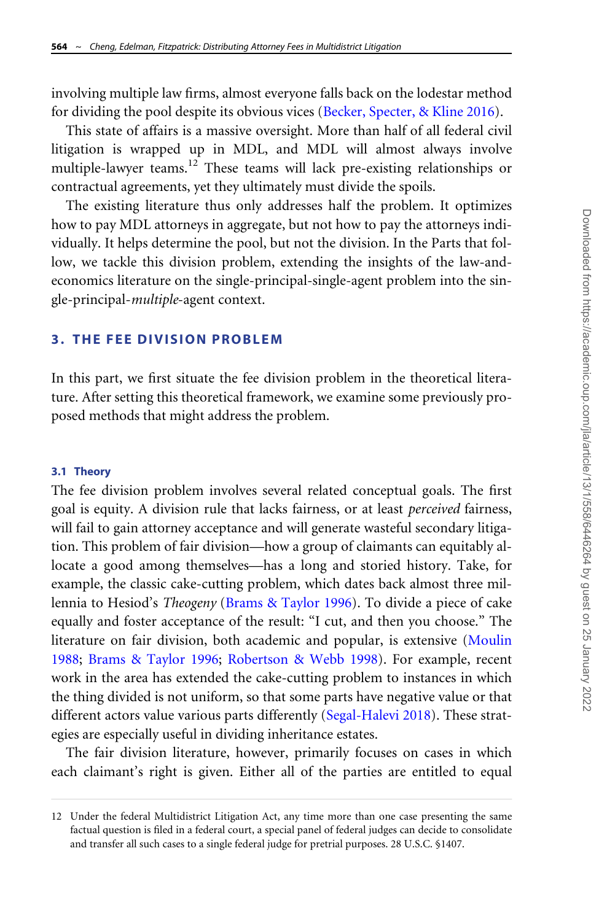involving multiple law firms, almost everyone falls back on the lodestar method for dividing the pool despite its obvious vices (Becker, Specter, & Kline 2016).

This state of affairs is a massive oversight. More than half of all federal civil litigation is wrapped up in MDL, and MDL will almost always involve multiple-lawyer teams.[12] These teams will lack pre-existing relationships or contractual agreements, yet they ultimately must divide the spoils.

The existing literature thus only addresses half the problem. It optimizes how to pay MDL attorneys in aggregate, but not how to pay the attorneys individually. It helps determine the pool, but not the division. In the Parts that follow, we tackle this division problem, extending the insights of the law-and-economics literature on the single-principal-single-agent problem into the single-principal-*multiple*-agent context.

## 3. THE FEE DIVISION PROBLEM

In this part, we first situate the fee division problem in the theoretical literature. After setting this theoretical framework, we examine some previously proposed methods that might address the problem.

### 3.1 Theory

The fee division problem involves several related conceptual goals. The first goal is equity. A division rule that lacks fairness, or at least *perceived* fairness, will fail to gain attorney acceptance and will generate wasteful secondary litigation. This problem of fair division—how a group of claimants can equitably allocate a good among themselves—has a long and storied history. Take, for example, the classic cake-cutting problem, which dates back almost three millennia to Hesiod's *Theogeny* (Brams & Taylor 1996). To divide a piece of cake equally and foster acceptance of the result: "I cut, and then you choose." The literature on fair division, both academic and popular, is extensive (Moulin 1988; Brams & Taylor 1996; Robertson & Webb 1998). For example, recent work in the area has extended the cake-cutting problem to instances in which the thing divided is not uniform, so that some parts have negative value or that different actors value various parts differently (Segal-Halevi 2018). These strategies are especially useful in dividing inheritance estates.

The fair division literature, however, primarily focuses on cases in which each claimant's right is given. Either all of the parties are entitled to equal

---

12 Under the federal Multidistrict Litigation Act, any time more than one case presenting the same factual question is filed in a federal court, a special panel of federal judges can decide to consolidate and transfer all such cases to a single federal judge for pretrial purposes. 28 U.S.C. §1407.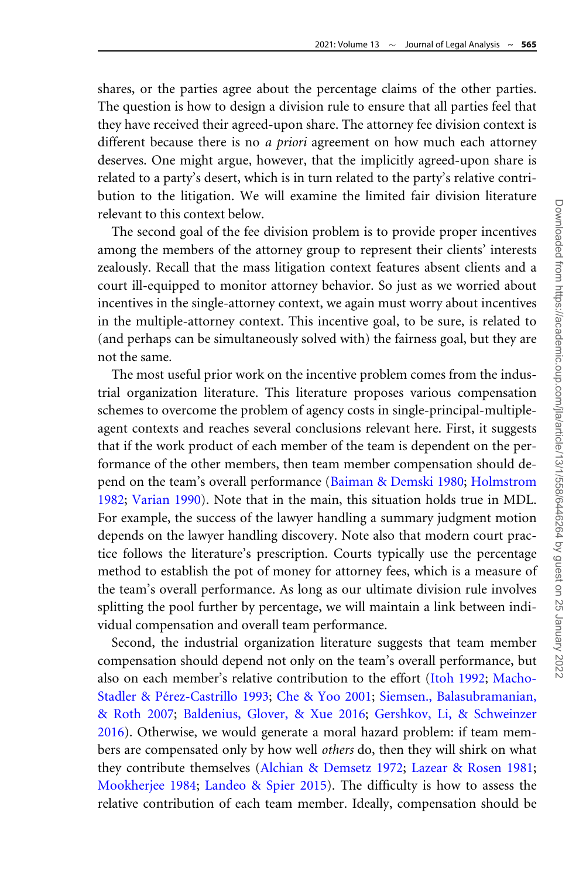shares, or the parties agree about the percentage claims of the other parties. The question is how to design a division rule to ensure that all parties feel that they have received their agreed-upon share. The attorney fee division context is different because there is no *a priori* agreement on how much each attorney deserves. One might argue, however, that the implicitly agreed-upon share is related to a party's desert, which is in turn related to the party's relative contribution to the litigation. We will examine the limited fair division literature relevant to this context below.

The second goal of the fee division problem is to provide proper incentives among the members of the attorney group to represent their clients' interests zealously. Recall that the mass litigation context features absent clients and a court ill-equipped to monitor attorney behavior. So just as we worried about incentives in the single-attorney context, we again must worry about incentives in the multiple-attorney context. This incentive goal, to be sure, is related to (and perhaps can be simultaneously solved with) the fairness goal, but they are not the same.

The most useful prior work on the incentive problem comes from the industrial organization literature. This literature proposes various compensation schemes to overcome the problem of agency costs in single-principal-multiple-agent contexts and reaches several conclusions relevant here. First, it suggests that if the work product of each member of the team is dependent on the performance of the other members, then team member compensation should depend on the team's overall performance (Baiman & Demski 1980; Holmstrom 1982; Varian 1990). Note that in the main, this situation holds true in MDL. For example, the success of the lawyer handling a summary judgment motion depends on the lawyer handling discovery. Note also that modern court practice follows the literature's prescription. Courts typically use the percentage method to establish the pot of money for attorney fees, which is a measure of the team's overall performance. As long as our ultimate division rule involves splitting the pool further by percentage, we will maintain a link between individual compensation and overall team performance.

Second, the industrial organization literature suggests that team member compensation should depend not only on the team's overall performance, but also on each member's relative contribution to the effort (Itoh 1992; Macho-Stadler & Pérez-Castrillo 1993; Che & Yoo 2001; Siemsen., Balasubramanian, & Roth 2007; Baldenius, Glover, & Xue 2016; Gershkov, Li, & Schweinzer 2016). Otherwise, we would generate a moral hazard problem: if team members are compensated only by how well *others* do, then they will shirk on what they contribute themselves (Alchian & Demsetz 1972; Lazear & Rosen 1981; Mookherjee 1984; Landeo & Spier 2015). The difficulty is how to assess the relative contribution of each team member. Ideally, compensation should be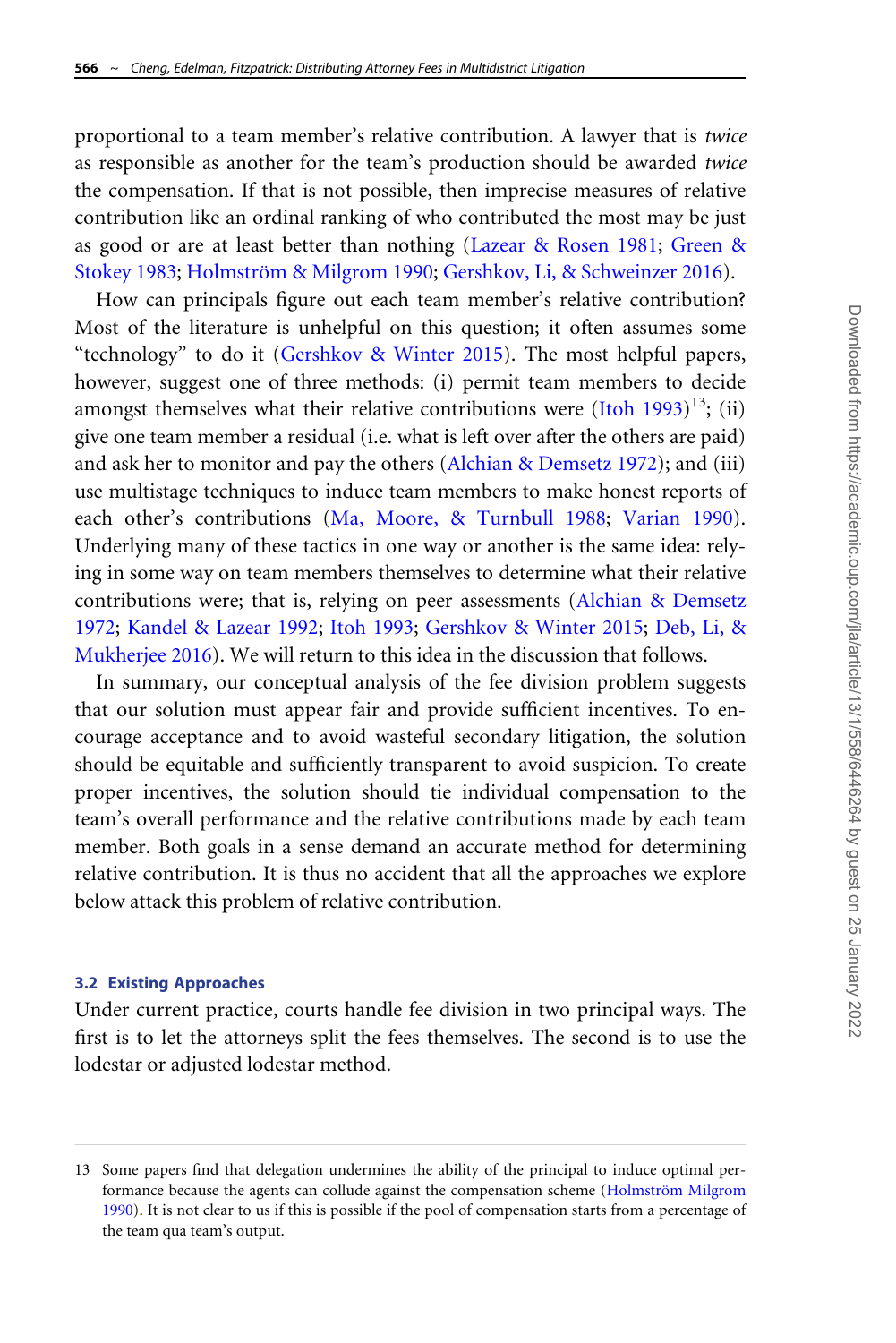proportional to a team member's relative contribution. A lawyer that is *twice* as responsible as another for the team's production should be awarded *twice* the compensation. If that is not possible, then imprecise measures of relative contribution like an ordinal ranking of who contributed the most may be just as good or are at least better than nothing (Lazear & Rosen 1981; Green & Stokey 1983; Holmström & Milgrom 1990; Gershkov, Li, & Schweinzer 2016).

How can principals figure out each team member's relative contribution? Most of the literature is unhelpful on this question; it often assumes some "technology" to do it (Gershkov & Winter 2015). The most helpful papers, however, suggest one of three methods: (i) permit team members to decide amongst themselves what their relative contributions were (Itoh 1993)[13]; (ii) give one team member a residual (i.e. what is left over after the others are paid) and ask her to monitor and pay the others (Alchian & Demsetz 1972); and (iii) use multistage techniques to induce team members to make honest reports of each other's contributions (Ma, Moore, & Turnbull 1988; Varian 1990). Underlying many of these tactics in one way or another is the same idea: relying in some way on team members themselves to determine what their relative contributions were; that is, relying on peer assessments (Alchian & Demsetz 1972; Kandel & Lazear 1992; Itoh 1993; Gershkov & Winter 2015; Deb, Li, & Mukherjee 2016). We will return to this idea in the discussion that follows.

In summary, our conceptual analysis of the fee division problem suggests that our solution must appear fair and provide sufficient incentives. To encourage acceptance and to avoid wasteful secondary litigation, the solution should be equitable and sufficiently transparent to avoid suspicion. To create proper incentives, the solution should tie individual compensation to the team's overall performance and the relative contributions made by each team member. Both goals in a sense demand an accurate method for determining relative contribution. It is thus no accident that all the approaches we explore below attack this problem of relative contribution.

### 3.2 Existing Approaches

Under current practice, courts handle fee division in two principal ways. The first is to let the attorneys split the fees themselves. The second is to use the lodestar or adjusted lodestar method.

---

13 Some papers find that delegation undermines the ability of the principal to induce optimal performance because the agents can collude against the compensation scheme (Holmström Milgrom 1990). It is not clear to us if this is possible if the pool of compensation starts from a percentage of the team qua team's output.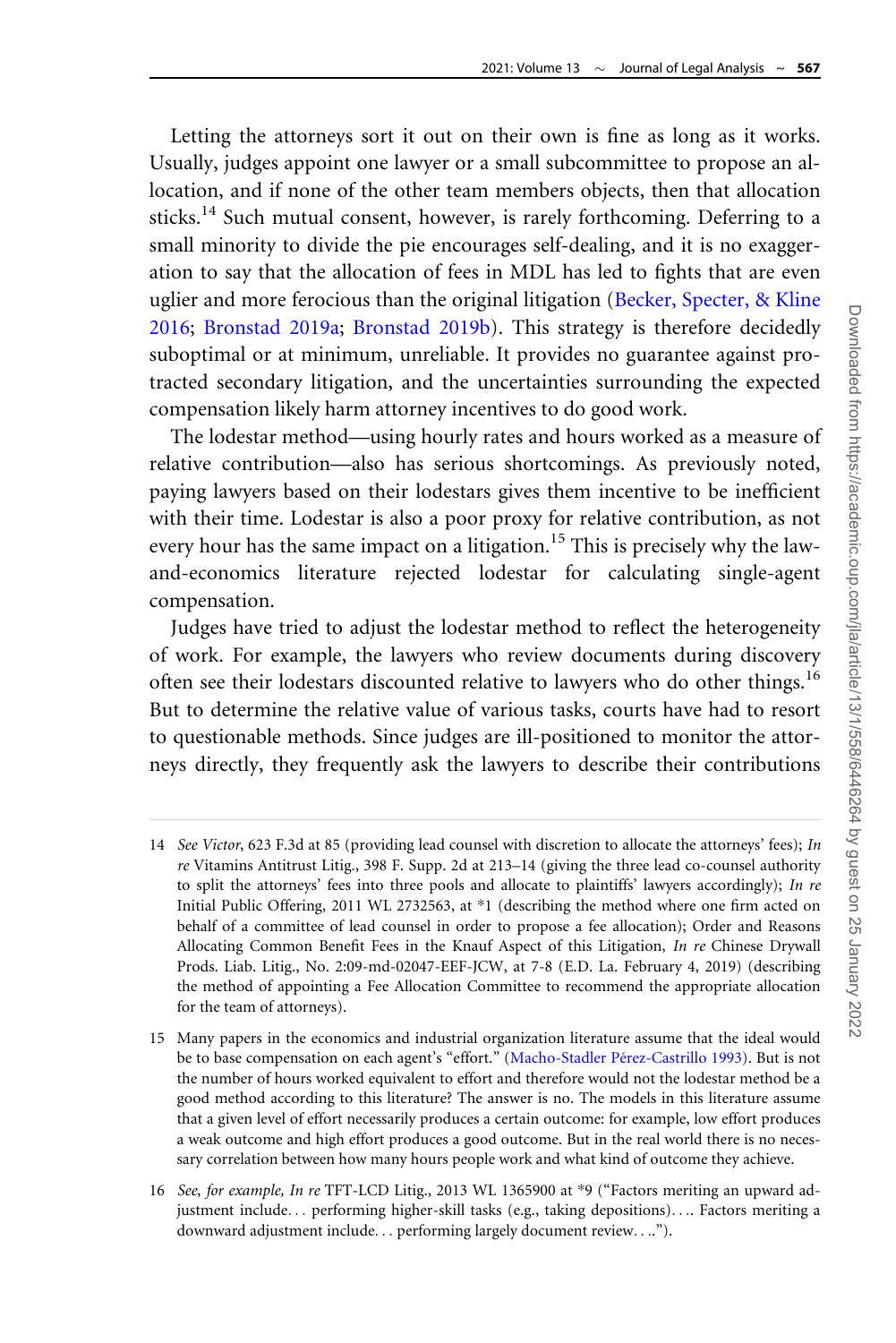Letting the attorneys sort it out on their own is fine as long as it works. Usually, judges appoint one lawyer or a small subcommittee to propose an allocation, and if none of the other team members objects, then that allocation sticks.[14] Such mutual consent, however, is rarely forthcoming. Deferring to a small minority to divide the pie encourages self-dealing, and it is no exaggeration to say that the allocation of fees in MDL has led to fights that are even uglier and more ferocious than the original litigation (Becker, Specter, & Kline 2016; Bronstad 2019a; Bronstad 2019b). This strategy is therefore decidedly suboptimal or at minimum, unreliable. It provides no guarantee against protracted secondary litigation, and the uncertainties surrounding the expected compensation likely harm attorney incentives to do good work.

The lodestar method—using hourly rates and hours worked as a measure of relative contribution—also has serious shortcomings. As previously noted, paying lawyers based on their lodestars gives them incentive to be inefficient with their time. Lodestar is also a poor proxy for relative contribution, as not every hour has the same impact on a litigation.[15] This is precisely why the law-and-economics literature rejected lodestar for calculating single-agent compensation.

Judges have tried to adjust the lodestar method to reflect the heterogeneity of work. For example, the lawyers who review documents during discovery often see their lodestars discounted relative to lawyers who do other things.[16] But to determine the relative value of various tasks, courts have had to resort to questionable methods. Since judges are ill-positioned to monitor the attorneys directly, they frequently ask the lawyers to describe their contributions

---

14 *See Victor*, 623 F.3d at 85 (providing lead counsel with discretion to allocate the attorneys' fees); *In re* Vitamins Antitrust Litig., 398 F. Supp. 2d at 213–14 (giving the three lead co-counsel authority to split the attorneys' fees into three pools and allocate to plaintiffs' lawyers accordingly); *In re* Initial Public Offering, 2011 WL 2732563, at *1 (describing the method where one firm acted on behalf of a committee of lead counsel in order to propose a fee allocation); Order and Reasons Allocating Common Benefit Fees in the Knauf Aspect of this Litigation, *In re* Chinese Drywall Prods. Liab. Litig., No. 2:09-md-02047-EEF-JCW, at 7-8 (E.D. La. February 4, 2019) (describing the method of appointing a Fee Allocation Committee to recommend the appropriate allocation for the team of attorneys).

15 Many papers in the economics and industrial organization literature assume that the ideal would be to base compensation on each agent's "effort." (Macho-Stadler Pérez-Castrillo 1993). But is not the number of hours worked equivalent to effort and therefore would not the lodestar method be a good method according to this literature? The answer is no. The models in this literature assume that a given level of effort necessarily produces a certain outcome: for example, low effort produces a weak outcome and high effort produces a good outcome. But in the real world there is no necessary correlation between how many hours people work and what kind of outcome they achieve.

16 *See, for example, In re* TFT-LCD Litig., 2013 WL 1365900 at *9 ("Factors meriting an upward adjustment include... performing higher-skill tasks (e.g., taking depositions).... Factors meriting a downward adjustment include... performing largely document review....").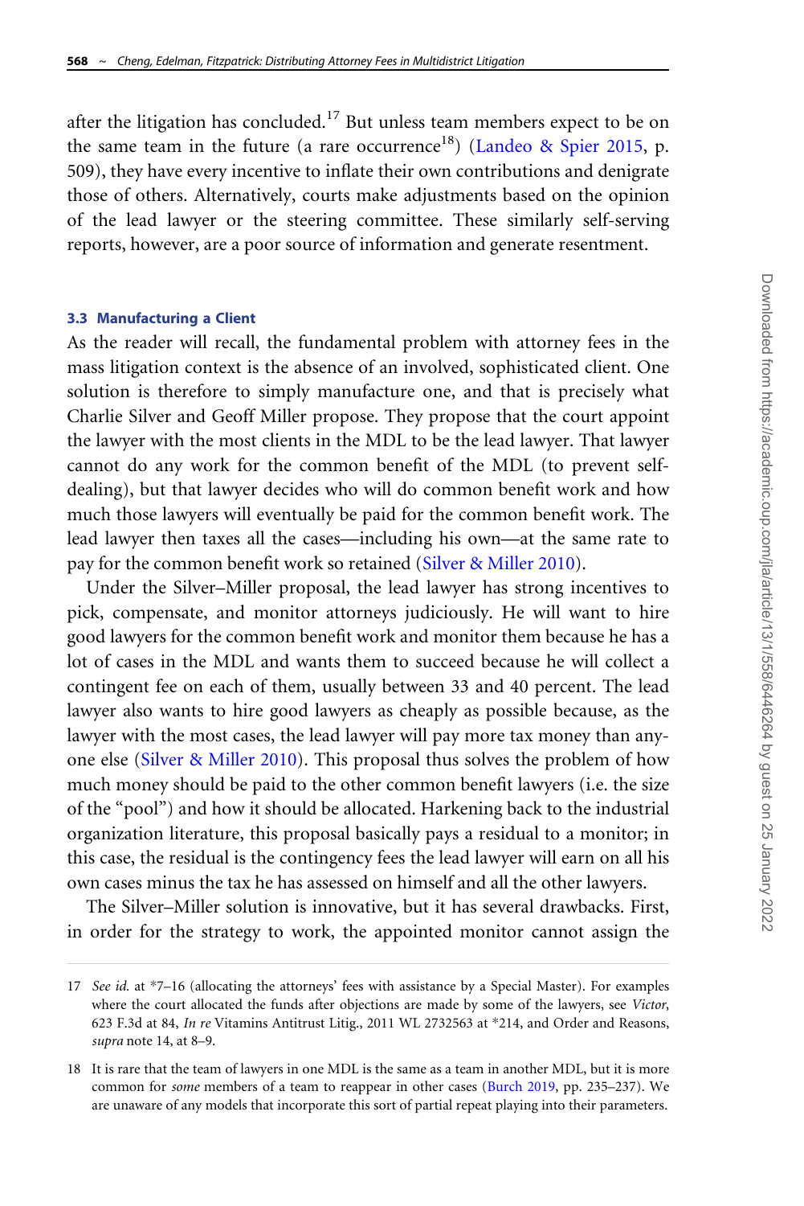after the litigation has concluded.[17] But unless team members expect to be on the same team in the future (a rare occurrence[18]) (Landeo & Spier 2015, p. 509), they have every incentive to inflate their own contributions and denigrate those of others. Alternatively, courts make adjustments based on the opinion of the lead lawyer or the steering committee. These similarly self-serving reports, however, are a poor source of information and generate resentment.

### 3.3 Manufacturing a Client

As the reader will recall, the fundamental problem with attorney fees in the mass litigation context is the absence of an involved, sophisticated client. One solution is therefore to simply manufacture one, and that is precisely what Charlie Silver and Geoff Miller propose. They propose that the court appoint the lawyer with the most clients in the MDL to be the lead lawyer. That lawyer cannot do any work for the common benefit of the MDL (to prevent self-dealing), but that lawyer decides who will do common benefit work and how much those lawyers will eventually be paid for the common benefit work. The lead lawyer then taxes all the cases—including his own—at the same rate to pay for the common benefit work so retained (Silver & Miller 2010).

Under the Silver–Miller proposal, the lead lawyer has strong incentives to pick, compensate, and monitor attorneys judiciously. He will want to hire good lawyers for the common benefit work and monitor them because he has a lot of cases in the MDL and wants them to succeed because he will collect a contingent fee on each of them, usually between 33 and 40 percent. The lead lawyer also wants to hire good lawyers as cheaply as possible because, as the lawyer with the most cases, the lead lawyer will pay more tax money than anyone else (Silver & Miller 2010). This proposal thus solves the problem of how much money should be paid to the other common benefit lawyers (i.e. the size of the "pool") and how it should be allocated. Harkening back to the industrial organization literature, this proposal basically pays a residual to a monitor; in this case, the residual is the contingency fees the lead lawyer will earn on all his own cases minus the tax he has assessed on himself and all the other lawyers.

The Silver–Miller solution is innovative, but it has several drawbacks. First, in order for the strategy to work, the appointed monitor cannot assign the

---

17 *See id.* at *7–16 (allocating the attorneys' fees with assistance by a Special Master). For examples where the court allocated the funds after objections are made by some of the lawyers, see *Victor*, 623 F.3d at 84, *In re* Vitamins Antitrust Litig., 2011 WL 2732563 at *214, and Order and Reasons, *supra* note 14, at 8–9.

18 It is rare that the team of lawyers in one MDL is the same as a team in another MDL, but it is more common for *some* members of a team to reappear in other cases (Burch 2019, pp. 235–237). We are unaware of any models that incorporate this sort of partial repeat playing into their parameters.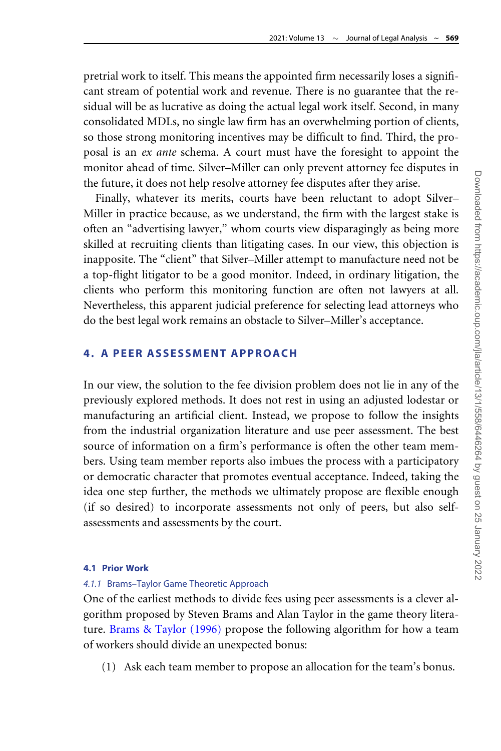pretrial work to itself. This means the appointed firm necessarily loses a significant stream of potential work and revenue. There is no guarantee that the residual will be as lucrative as doing the actual legal work itself. Second, in many consolidated MDLs, no single law firm has an overwhelming portion of clients, so those strong monitoring incentives may be difficult to find. Third, the proposal is an *ex ante* schema. A court must have the foresight to appoint the monitor ahead of time. Silver–Miller can only prevent attorney fee disputes in the future, it does not help resolve attorney fee disputes after they arise.

Finally, whatever its merits, courts have been reluctant to adopt Silver–Miller in practice because, as we understand, the firm with the largest stake is often an "advertising lawyer," whom courts view disparagingly as being more skilled at recruiting clients than litigating cases. In our view, this objection is inapposite. The "client" that Silver–Miller attempt to manufacture need not be a top-flight litigator to be a good monitor. Indeed, in ordinary litigation, the clients who perform this monitoring function are often not lawyers at all. Nevertheless, this apparent judicial preference for selecting lead attorneys who do the best legal work remains an obstacle to Silver–Miller's acceptance.

## 4. A PEER ASSESSMENT APPROACH

In our view, the solution to the fee division problem does not lie in any of the previously explored methods. It does not rest in using an adjusted lodestar or manufacturing an artificial client. Instead, we propose to follow the insights from the industrial organization literature and use peer assessment. The best source of information on a firm's performance is often the other team members. Using team member reports also imbues the process with a participatory or democratic character that promotes eventual acceptance. Indeed, taking the idea one step further, the methods we ultimately propose are flexible enough (if so desired) to incorporate assessments not only of peers, but also self-assessments and assessments by the court.

### 4.1 Prior Work

#### 4.1.1 Brams–Taylor Game Theoretic Approach

One of the earliest methods to divide fees using peer assessments is a clever algorithm proposed by Steven Brams and Alan Taylor in the game theory literature. Brams & Taylor (1996) propose the following algorithm for how a team of workers should divide an unexpected bonus:

(1) Ask each team member to propose an allocation for the team's bonus.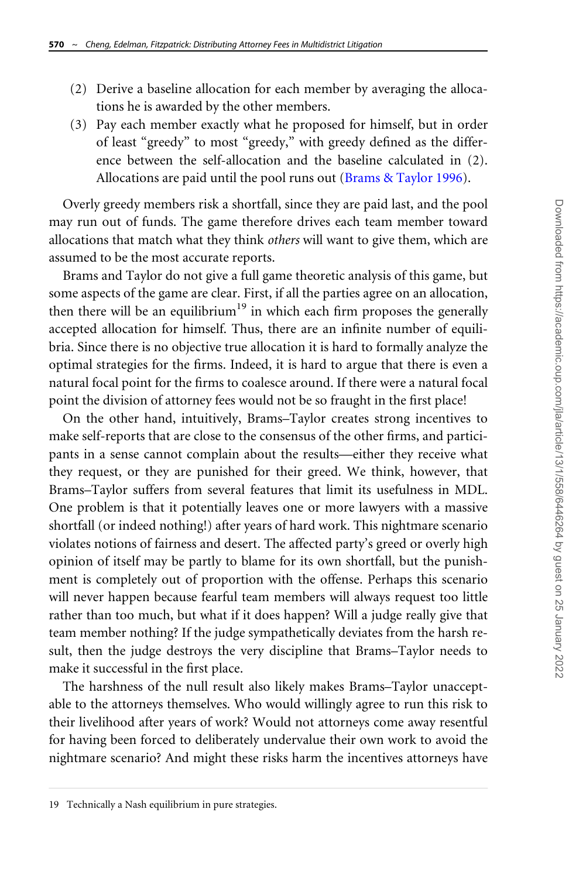(2) Derive a baseline allocation for each member by averaging the allocations he is awarded by the other members.
(3) Pay each member exactly what he proposed for himself, but in order of least "greedy" to most "greedy," with greedy defined as the difference between the self-allocation and the baseline calculated in (2). Allocations are paid until the pool runs out (Brams & Taylor 1996).

Overly greedy members risk a shortfall, since they are paid last, and the pool may run out of funds. The game therefore drives each team member toward allocations that match what they think *others* will want to give them, which are assumed to be the most accurate reports.

Brams and Taylor do not give a full game theoretic analysis of this game, but some aspects of the game are clear. First, if all the parties agree on an allocation, then there will be an equilibrium[19] in which each firm proposes the generally accepted allocation for himself. Thus, there are an infinite number of equilibria. Since there is no objective true allocation it is hard to formally analyze the optimal strategies for the firms. Indeed, it is hard to argue that there is even a natural focal point for the firms to coalesce around. If there were a natural focal point the division of attorney fees would not be so fraught in the first place!

On the other hand, intuitively, Brams–Taylor creates strong incentives to make self-reports that are close to the consensus of the other firms, and participants in a sense cannot complain about the results—either they receive what they request, or they are punished for their greed. We think, however, that Brams–Taylor suffers from several features that limit its usefulness in MDL. One problem is that it potentially leaves one or more lawyers with a massive shortfall (or indeed nothing!) after years of hard work. This nightmare scenario violates notions of fairness and desert. The affected party's greed or overly high opinion of itself may be partly to blame for its own shortfall, but the punishment is completely out of proportion with the offense. Perhaps this scenario will never happen because fearful team members will always request too little rather than too much, but what if it does happen? Will a judge really give that team member nothing? If the judge sympathetically deviates from the harsh result, then the judge destroys the very discipline that Brams–Taylor needs to make it successful in the first place.

The harshness of the null result also likely makes Brams–Taylor unacceptable to the attorneys themselves. Who would willingly agree to run this risk to their livelihood after years of work? Would not attorneys come away resentful for having been forced to deliberately undervalue their own work to avoid the nightmare scenario? And might these risks harm the incentives attorneys have

19 Technically a Nash equilibrium in pure strategies.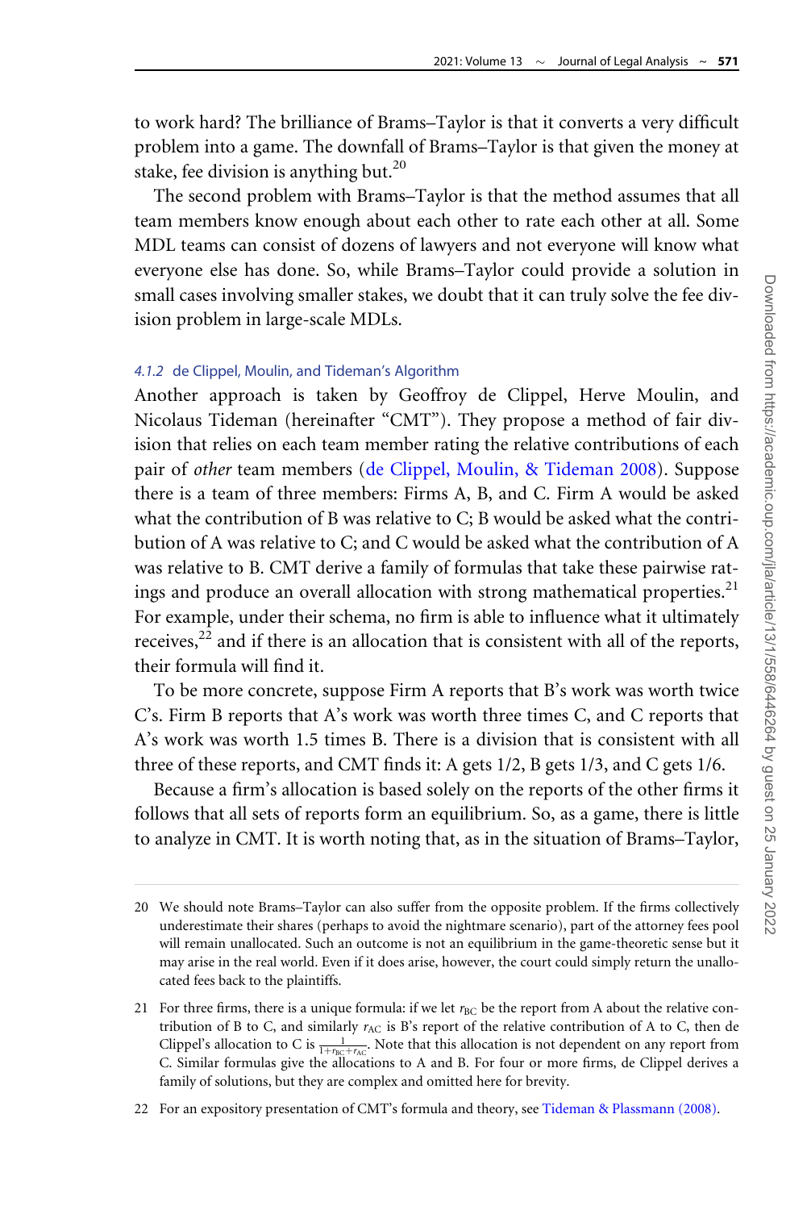to work hard? The brilliance of Brams–Taylor is that it converts a very difficult problem into a game. The downfall of Brams–Taylor is that given the money at stake, fee division is anything but.[20]

The second problem with Brams–Taylor is that the method assumes that all team members know enough about each other to rate each other at all. Some MDL teams can consist of dozens of lawyers and not everyone will know what everyone else has done. So, while Brams–Taylor could provide a solution in small cases involving smaller stakes, we doubt that it can truly solve the fee division problem in large-scale MDLs.

#### 4.1.2 de Clippel, Moulin, and Tideman's Algorithm

Another approach is taken by Geoffroy de Clippel, Herve Moulin, and Nicolaus Tideman (hereinafter "CMT"). They propose a method of fair division that relies on each team member rating the relative contributions of each pair of *other* team members (de Clippel, Moulin, & Tideman 2008). Suppose there is a team of three members: Firms A, B, and C. Firm A would be asked what the contribution of B was relative to C; B would be asked what the contribution of A was relative to C; and C would be asked what the contribution of A was relative to B. CMT derive a family of formulas that take these pairwise ratings and produce an overall allocation with strong mathematical properties.[21] For example, under their schema, no firm is able to influence what it ultimately receives,[22] and if there is an allocation that is consistent with all of the reports, their formula will find it.

To be more concrete, suppose Firm A reports that B's work was worth twice C's. Firm B reports that A's work was worth three times C, and C reports that A's work was worth 1.5 times B. There is a division that is consistent with all three of these reports, and CMT finds it: A gets 1/2, B gets 1/3, and C gets 1/6.

Because a firm's allocation is based solely on the reports of the other firms it follows that all sets of reports form an equilibrium. So, as a game, there is little to analyze in CMT. It is worth noting that, as in the situation of Brams–Taylor,

---

20 We should note Brams–Taylor can also suffer from the opposite problem. If the firms collectively underestimate their shares (perhaps to avoid the nightmare scenario), part of the attorney fees pool will remain unallocated. Such an outcome is not an equilibrium in the game-theoretic sense but it may arise in the real world. Even if it does arise, however, the court could simply return the unallocated fees back to the plaintiffs.

21 For three firms, there is a unique formula: if we let $r_{BC}$ be the report from A about the relative contribution of B to C, and similarly $r_{AC}$ is B's report of the relative contribution of A to C, then de Clippel's allocation to C is $\frac{1}{1+r_{BC}+r_{AC}}$. Note that this allocation is not dependent on any report from C. Similar formulas give the allocations to A and B. For four or more firms, de Clippel derives a family of solutions, but they are complex and omitted here for brevity.

22 For an expository presentation of CMT's formula and theory, see Tideman & Plassmann (2008).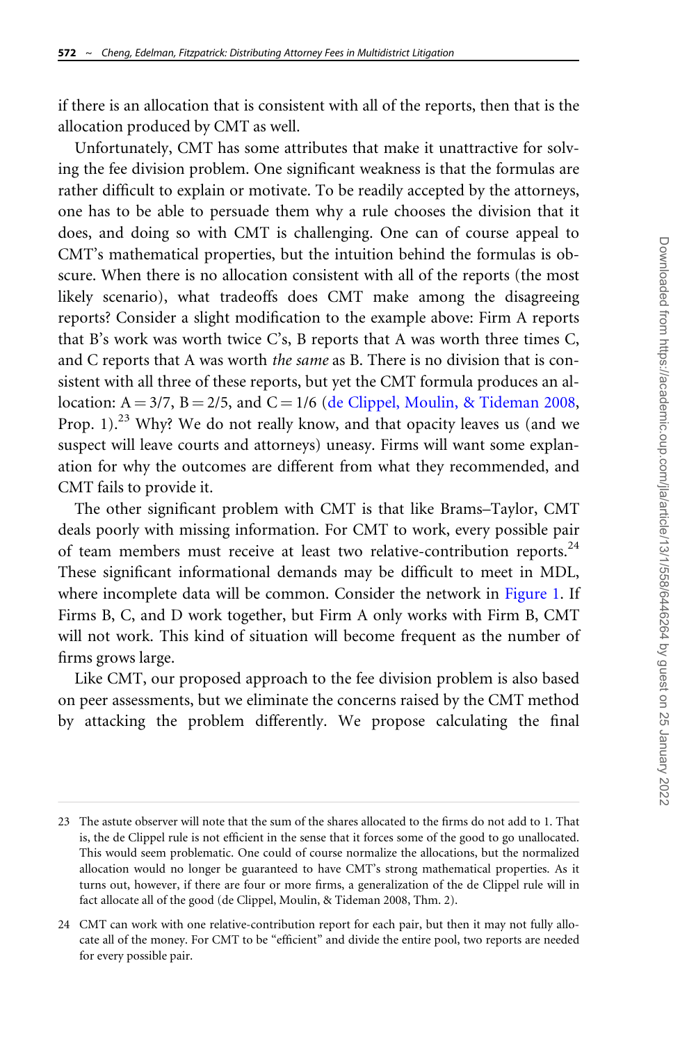if there is an allocation that is consistent with all of the reports, then that is the allocation produced by CMT as well.

Unfortunately, CMT has some attributes that make it unattractive for solving the fee division problem. One significant weakness is that the formulas are rather difficult to explain or motivate. To be readily accepted by the attorneys, one has to be able to persuade them why a rule chooses the division that it does, and doing so with CMT is challenging. One can of course appeal to CMT's mathematical properties, but the intuition behind the formulas is obscure. When there is no allocation consistent with all of the reports (the most likely scenario), what tradeoffs does CMT make among the disagreeing reports? Consider a slight modification to the example above: Firm A reports that B's work was worth twice C's, B reports that A was worth three times C, and C reports that A was worth *the same* as B. There is no division that is consistent with all three of these reports, but yet the CMT formula produces an allocation: A = 3/7, B = 2/5, and C = 1/6 (de Clippel, Moulin, & Tideman 2008, Prop. 1).[23] Why? We do not really know, and that opacity leaves us (and we suspect will leave courts and attorneys) uneasy. Firms will want some explanation for why the outcomes are different from what they recommended, and CMT fails to provide it.

The other significant problem with CMT is that like Brams–Taylor, CMT deals poorly with missing information. For CMT to work, every possible pair of team members must receive at least two relative-contribution reports.[24] These significant informational demands may be difficult to meet in MDL, where incomplete data will be common. Consider the network in Figure 1. If Firms B, C, and D work together, but Firm A only works with Firm B, CMT will not work. This kind of situation will become frequent as the number of firms grows large.

Like CMT, our proposed approach to the fee division problem is also based on peer assessments, but we eliminate the concerns raised by the CMT method by attacking the problem differently. We propose calculating the final

---

23 The astute observer will note that the sum of the shares allocated to the firms do not add to 1. That is, the de Clippel rule is not efficient in the sense that it forces some of the good to go unallocated. This would seem problematic. One could of course normalize the allocations, but the normalized allocation would no longer be guaranteed to have CMT's strong mathematical properties. As it turns out, however, if there are four or more firms, a generalization of the de Clippel rule will in fact allocate all of the good (de Clippel, Moulin, & Tideman 2008, Thm. 2).

24 CMT can work with one relative-contribution report for each pair, but then it may not fully allocate all of the money. For CMT to be "efficient" and divide the entire pool, two reports are needed for every possible pair.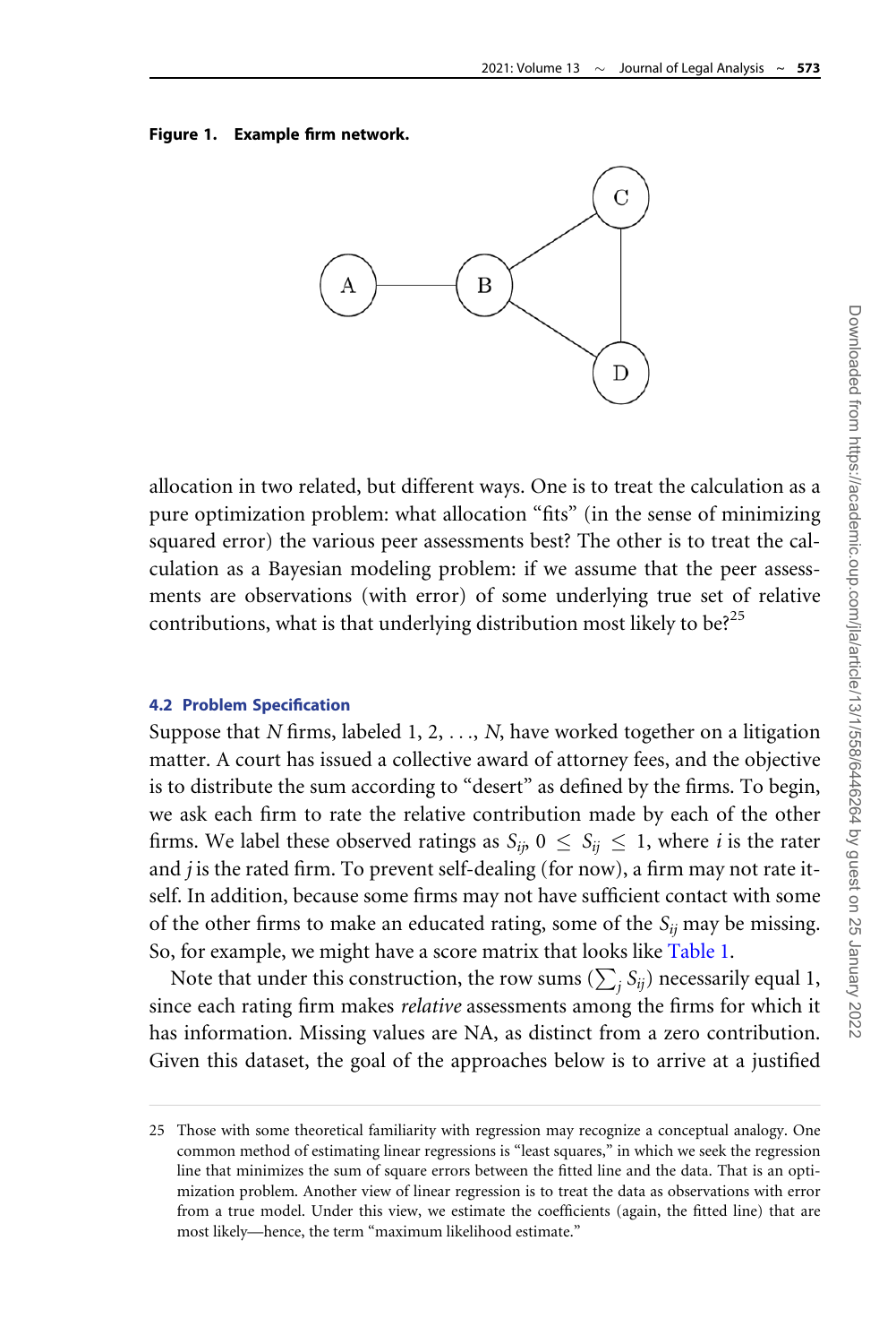**Figure 1. Example firm network.**

allocation in two related, but different ways. One is to treat the calculation as a pure optimization problem: what allocation "fits" (in the sense of minimizing squared error) the various peer assessments best? The other is to treat the calculation as a Bayesian modeling problem: if we assume that the peer assessments are observations (with error) of some underlying true set of relative contributions, what is that underlying distribution most likely to be?[25]

### 4.2 Problem Specification

Suppose that $N$ firms, labeled 1, 2, ..., $N$, have worked together on a litigation matter. A court has issued a collective award of attorney fees, and the objective is to distribute the sum according to "desert" as defined by the firms. To begin, we ask each firm to rate the relative contribution made by each of the other firms. We label these observed ratings as $S_{ij}$, $0 \leq S_{ij} \leq 1$, where $i$ is the rater and $j$ is the rated firm. To prevent self-dealing (for now), a firm may not rate itself. In addition, because some firms may not have sufficient contact with some of the other firms to make an educated rating, some of the $S_{ij}$ may be missing. So, for example, we might have a score matrix that looks like Table 1.

Note that under this construction, the row sums ($\sum_j S_{ij}$) necessarily equal 1, since each rating firm makes *relative* assessments among the firms for which it has information. Missing values are NA, as distinct from a zero contribution. Given this dataset, the goal of the approaches below is to arrive at a justified

---

25 Those with some theoretical familiarity with regression may recognize a conceptual analogy. One common method of estimating linear regressions is "least squares," in which we seek the regression line that minimizes the sum of square errors between the fitted line and the data. That is an optimization problem. Another view of linear regression is to treat the data as observations with error from a true model. Under this view, we estimate the coefficients (again, the fitted line) that are most likely—hence, the term "maximum likelihood estimate."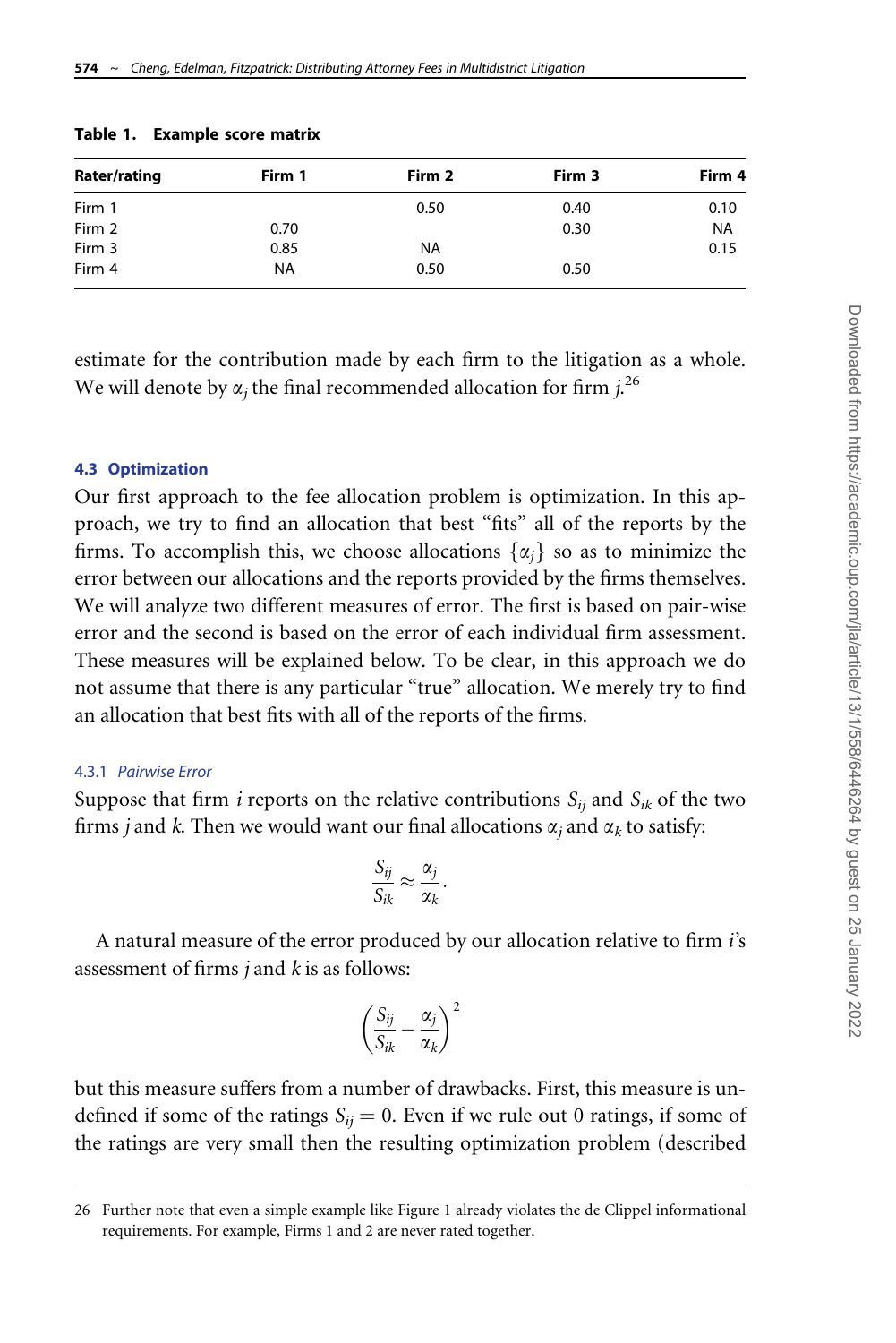**Table 1. Example score matrix**

| Rater/rating | Firm 1 | Firm 2 | Firm 3 | Firm 4 |
|---|---|---|---|---|
| Firm 1 | | 0.50 | 0.40 | 0.10 |
| Firm 2 | 0.70 | | 0.30 | NA |
| Firm 3 | 0.85 | NA | | 0.15 |
| Firm 4 | NA | 0.50 | 0.50 | |

estimate for the contribution made by each firm to the litigation as a whole. We will denote by $\alpha_j$ the final recommended allocation for firm $j$.[26]

### 4.3 Optimization

Our first approach to the fee allocation problem is optimization. In this approach, we try to find an allocation that best "fits" all of the reports by the firms. To accomplish this, we choose allocations $\{\alpha_j\}$ so as to minimize the error between our allocations and the reports provided by the firms themselves. We will analyze two different measures of error. The first is based on pair-wise error and the second is based on the error of each individual firm assessment. These measures will be explained below. To be clear, in this approach we do not assume that there is any particular "true" allocation. We merely try to find an allocation that best fits with all of the reports of the firms.

#### 4.3.1 *Pairwise Error*

Suppose that firm $i$ reports on the relative contributions $S_{ij}$ and $S_{ik}$ of the two firms $j$ and $k$. Then we would want our final allocations $\alpha_j$ and $\alpha_k$ to satisfy:

$$\frac{S_{ij}}{S_{ik}} \approx \frac{\alpha_j}{\alpha_k}.$$

A natural measure of the error produced by our allocation relative to firm $i$'s assessment of firms $j$ and $k$ is as follows:

$$\left(\frac{S_{ij}}{S_{ik}} - \frac{\alpha_j}{\alpha_k}\right)^2$$

but this measure suffers from a number of drawbacks. First, this measure is undefined if some of the ratings $S_{ij} = 0$. Even if we rule out 0 ratings, if some of the ratings are very small then the resulting optimization problem (described

---

26 Further note that even a simple example like Figure 1 already violates the de Clippel informational requirements. For example, Firms 1 and 2 are never rated together.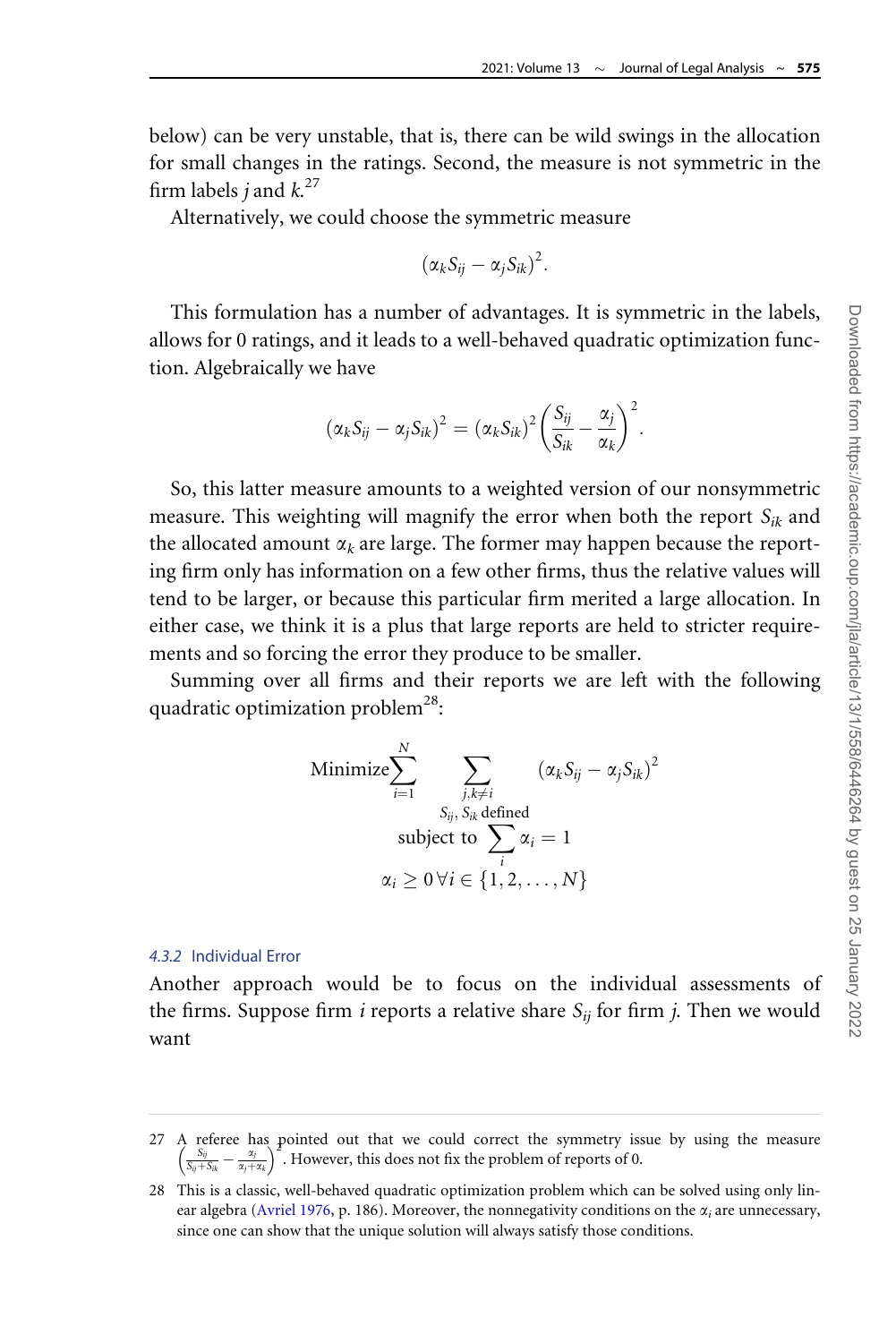below) can be very unstable, that is, there can be wild swings in the allocation for small changes in the ratings. Second, the measure is not symmetric in the firm labels $j$ and $k$.[27]

Alternatively, we could choose the symmetric measure

$$(\alpha_k S_{ij} - \alpha_j S_{ik})^2.$$

This formulation has a number of advantages. It is symmetric in the labels, allows for 0 ratings, and it leads to a well-behaved quadratic optimization function. Algebraically we have

$$(\alpha_k S_{ij} - \alpha_j S_{ik})^2 = (\alpha_k S_{ik})^2 \left( \frac{S_{ij}}{S_{ik}} - \frac{\alpha_j}{\alpha_k} \right)^2.$$

So, this latter measure amounts to a weighted version of our nonsymmetric measure. This weighting will magnify the error when both the report $S_{ik}$ and the allocated amount $\alpha_k$ are large. The former may happen because the reporting firm only has information on a few other firms, thus the relative values will tend to be larger, or because this particular firm merited a large allocation. In either case, we think it is a plus that large reports are held to stricter requirements and so forcing the error they produce to be smaller.

Summing over all firms and their reports we are left with the following quadratic optimization problem[28]:

$$\text{Minimize} \sum_{i=1}^{N} \sum_{\substack{j,k \neq i \\ S_{ij},\, S_{ik} \text{ defined}}} (\alpha_k S_{ij} - \alpha_j S_{ik})^2$$
$$\text{subject to} \sum_i \alpha_i = 1$$
$$\alpha_i \geq 0 \; \forall i \in \{1, 2, \ldots, N\}$$

#### 4.3.2 Individual Error

Another approach would be to focus on the individual assessments of the firms. Suppose firm $i$ reports a relative share $S_{ij}$ for firm $j$. Then we would want

---

27 A referee has pointed out that we could correct the symmetry issue by using the measure $\left( \frac{S_{ij}}{S_{ij}+S_{ik}} - \frac{\alpha_j}{\alpha_j+\alpha_k} \right)^2$. However, this does not fix the problem of reports of 0.

28 This is a classic, well-behaved quadratic optimization problem which can be solved using only linear algebra (Avriel 1976, p. 186). Moreover, the nonnegativity conditions on the $\alpha_i$ are unnecessary, since one can show that the unique solution will always satisfy those conditions.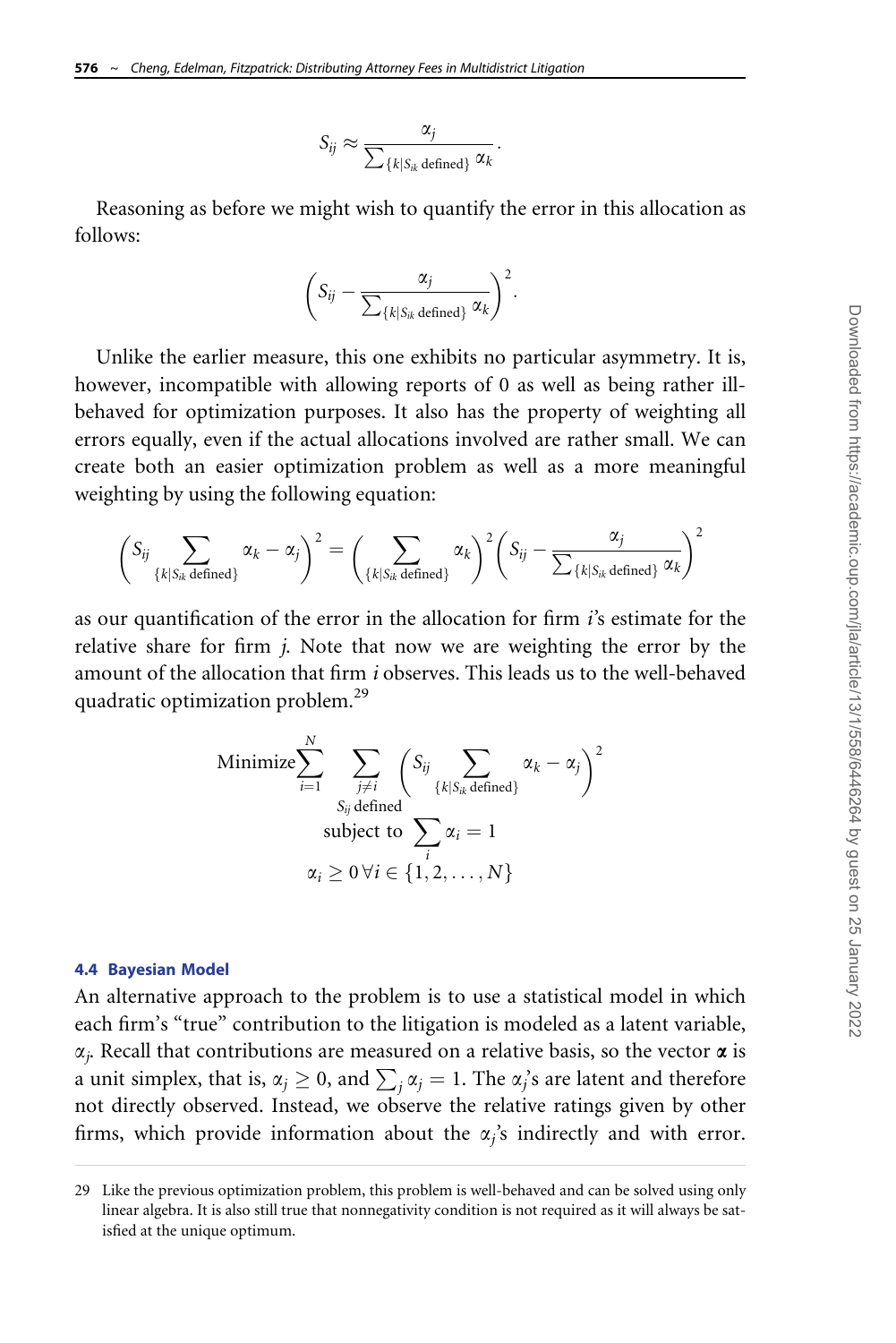$$S_{ij} \approx \frac{\alpha_j}{\sum_{\{k|S_{ik} \text{ defined}\}} \alpha_k}.$$

Reasoning as before we might wish to quantify the error in this allocation as follows:

$$\left( S_{ij} - \frac{\alpha_j}{\sum_{\{k|S_{ik} \text{ defined}\}} \alpha_k} \right)^2.$$

Unlike the earlier measure, this one exhibits no particular asymmetry. It is, however, incompatible with allowing reports of 0 as well as being rather ill-behaved for optimization purposes. It also has the property of weighting all errors equally, even if the actual allocations involved are rather small. We can create both an easier optimization problem as well as a more meaningful weighting by using the following equation:

$$\left( S_{ij} \sum_{\{k|S_{ik} \text{ defined}\}} \alpha_k - \alpha_j \right)^2 = \left( \sum_{\{k|S_{ik} \text{ defined}\}} \alpha_k \right)^2 \left( S_{ij} - \frac{\alpha_j}{\sum_{\{k|S_{ik} \text{ defined}\}} \alpha_k} \right)^2$$

as our quantification of the error in the allocation for firm $i$'s estimate for the relative share for firm $j$. Note that now we are weighting the error by the amount of the allocation that firm $i$ observes. This leads us to the well-behaved quadratic optimization problem.[29]

$$\begin{gathered} \text{Minimize} \sum_{i=1}^{N} \sum_{\substack{j \neq i \\ S_{ij} \text{ defined}}} \left( S_{ij} \sum_{\{k|S_{ik} \text{ defined}\}} \alpha_k - \alpha_j \right)^2 \\ \text{subject to } \sum_i \alpha_i = 1 \\ \alpha_i \geq 0 \, \forall i \in \{1, 2, \ldots, N\} \end{gathered}$$

### 4.4 Bayesian Model

An alternative approach to the problem is to use a statistical model in which each firm's "true" contribution to the litigation is modeled as a latent variable, $\alpha_j$. Recall that contributions are measured on a relative basis, so the vector $\boldsymbol{\alpha}$ is a unit simplex, that is, $\alpha_j \geq 0$, and $\sum_j \alpha_j = 1$. The $\alpha_j$'s are latent and therefore not directly observed. Instead, we observe the relative ratings given by other firms, which provide information about the $\alpha_j$'s indirectly and with error.

29 Like the previous optimization problem, this problem is well-behaved and can be solved using only linear algebra. It is also still true that nonnegativity condition is not required as it will always be satisfied at the unique optimum.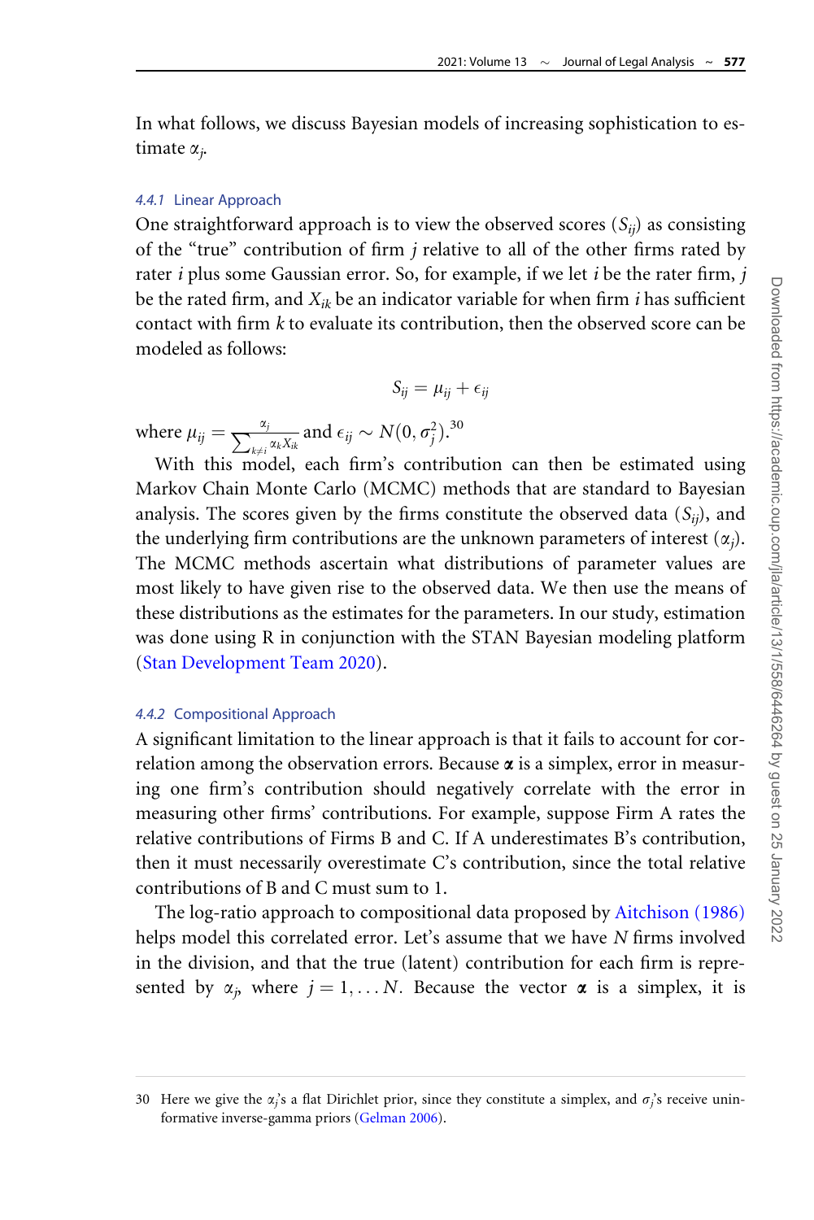In what follows, we discuss Bayesian models of increasing sophistication to estimate $\alpha_j$.

### 4.4.1 Linear Approach

One straightforward approach is to view the observed scores ($S_{ij}$) as consisting of the "true" contribution of firm $j$ relative to all of the other firms rated by rater $i$ plus some Gaussian error. So, for example, if we let $i$ be the rater firm, $j$ be the rated firm, and $X_{ik}$ be an indicator variable for when firm $i$ has sufficient contact with firm $k$ to evaluate its contribution, then the observed score can be modeled as follows:

$$S_{ij} = \mu_{ij} + \epsilon_{ij}$$

where $\mu_{ij} = \frac{\alpha_j}{\sum_{k \neq i} \alpha_k X_{ik}}$ and $\epsilon_{ij} \sim N(0, \sigma_j^2)$.[30]

With this model, each firm's contribution can then be estimated using Markov Chain Monte Carlo (MCMC) methods that are standard to Bayesian analysis. The scores given by the firms constitute the observed data ($S_{ij}$), and the underlying firm contributions are the unknown parameters of interest ($\alpha_j$). The MCMC methods ascertain what distributions of parameter values are most likely to have given rise to the observed data. We then use the means of these distributions as the estimates for the parameters. In our study, estimation was done using R in conjunction with the STAN Bayesian modeling platform (Stan Development Team 2020).

### 4.4.2 Compositional Approach

A significant limitation to the linear approach is that it fails to account for correlation among the observation errors. Because $\boldsymbol{\alpha}$ is a simplex, error in measuring one firm's contribution should negatively correlate with the error in measuring other firms' contributions. For example, suppose Firm A rates the relative contributions of Firms B and C. If A underestimates B's contribution, then it must necessarily overestimate C's contribution, since the total relative contributions of B and C must sum to 1.

The log-ratio approach to compositional data proposed by Aitchison (1986) helps model this correlated error. Let's assume that we have $N$ firms involved in the division, and that the true (latent) contribution for each firm is represented by $\alpha_j$, where $j = 1, \ldots N$. Because the vector $\boldsymbol{\alpha}$ is a simplex, it is

---

30 Here we give the $\alpha_j$'s a flat Dirichlet prior, since they constitute a simplex, and $\sigma_j$'s receive uninformative inverse-gamma priors (Gelman 2006).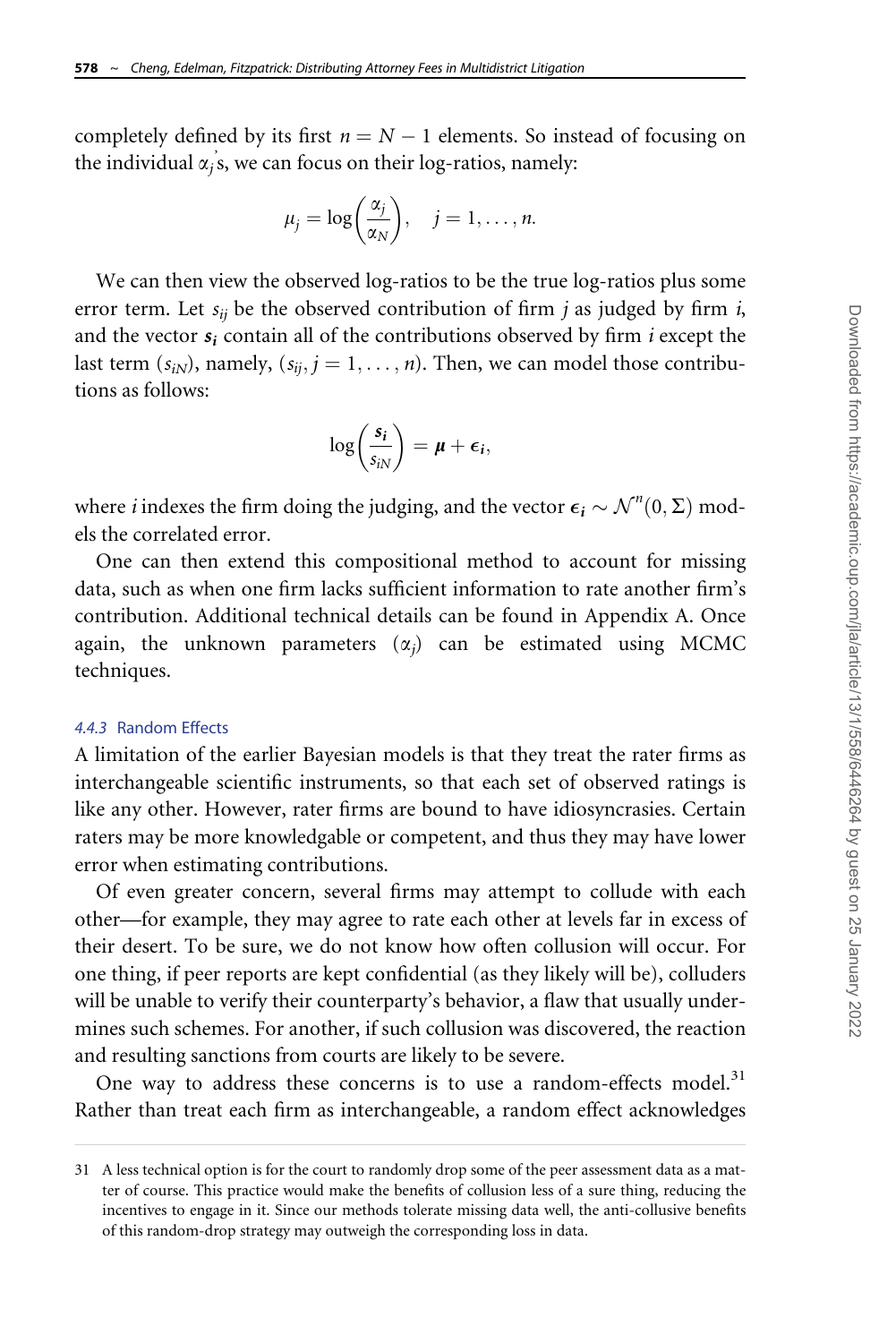completely defined by its first $n = N - 1$ elements. So instead of focusing on the individual $\alpha_j$'s, we can focus on their log-ratios, namely:

$$\mu_j = \log\left(\frac{\alpha_j}{\alpha_N}\right), \quad j = 1, \ldots, n.$$

We can then view the observed log-ratios to be the true log-ratios plus some error term. Let $s_{ij}$ be the observed contribution of firm $j$ as judged by firm $i$, and the vector $\boldsymbol{s_i}$ contain all of the contributions observed by firm $i$ except the last term ($s_{iN}$), namely, ($s_{ij}, j = 1, \ldots, n$). Then, we can model those contributions as follows:

$$\log\left(\frac{\boldsymbol{s_i}}{s_{iN}}\right) = \boldsymbol{\mu} + \boldsymbol{\epsilon_i},$$

where $i$ indexes the firm doing the judging, and the vector $\boldsymbol{\epsilon_i} \sim \mathcal{N}^n(0, \Sigma)$ models the correlated error.

One can then extend this compositional method to account for missing data, such as when one firm lacks sufficient information to rate another firm's contribution. Additional technical details can be found in Appendix A. Once again, the unknown parameters ($\alpha_j$) can be estimated using MCMC techniques.

#### 4.4.3 Random Effects

A limitation of the earlier Bayesian models is that they treat the rater firms as interchangeable scientific instruments, so that each set of observed ratings is like any other. However, rater firms are bound to have idiosyncrasies. Certain raters may be more knowledgable or competent, and thus they may have lower error when estimating contributions.

Of even greater concern, several firms may attempt to collude with each other—for example, they may agree to rate each other at levels far in excess of their desert. To be sure, we do not know how often collusion will occur. For one thing, if peer reports are kept confidential (as they likely will be), colluders will be unable to verify their counterparty's behavior, a flaw that usually undermines such schemes. For another, if such collusion was discovered, the reaction and resulting sanctions from courts are likely to be severe.

One way to address these concerns is to use a random-effects model.[31] Rather than treat each firm as interchangeable, a random effect acknowledges

31 A less technical option is for the court to randomly drop some of the peer assessment data as a matter of course. This practice would make the benefits of collusion less of a sure thing, reducing the incentives to engage in it. Since our methods tolerate missing data well, the anti-collusive benefits of this random-drop strategy may outweigh the corresponding loss in data.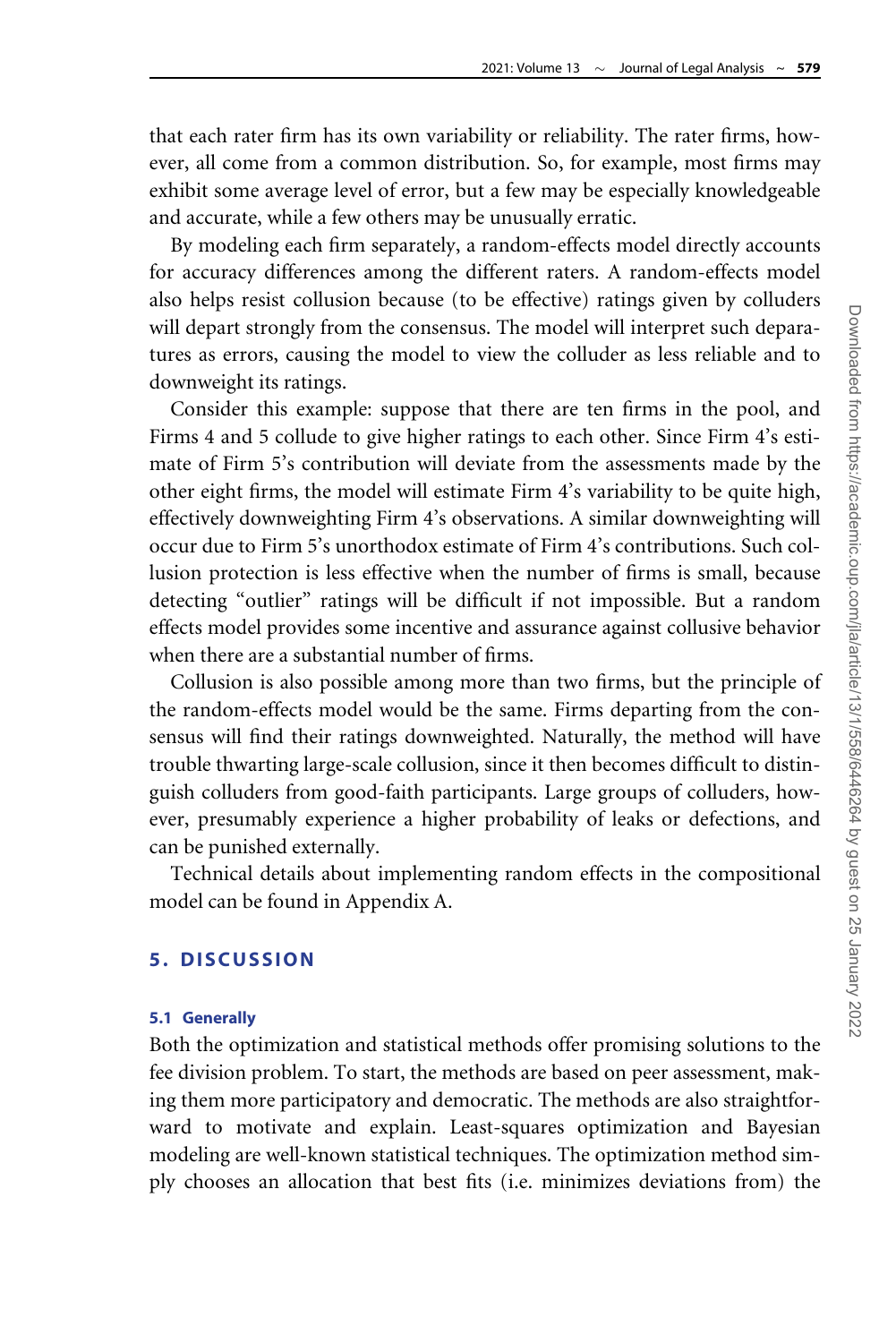that each rater firm has its own variability or reliability. The rater firms, however, all come from a common distribution. So, for example, most firms may exhibit some average level of error, but a few may be especially knowledgeable and accurate, while a few others may be unusually erratic.

By modeling each firm separately, a random-effects model directly accounts for accuracy differences among the different raters. A random-effects model also helps resist collusion because (to be effective) ratings given by colluders will depart strongly from the consensus. The model will interpret such departures as errors, causing the model to view the colluder as less reliable and to downweight its ratings.

Consider this example: suppose that there are ten firms in the pool, and Firms 4 and 5 collude to give higher ratings to each other. Since Firm 4's estimate of Firm 5's contribution will deviate from the assessments made by the other eight firms, the model will estimate Firm 4's variability to be quite high, effectively downweighting Firm 4's observations. A similar downweighting will occur due to Firm 5's unorthodox estimate of Firm 4's contributions. Such collusion protection is less effective when the number of firms is small, because detecting "outlier" ratings will be difficult if not impossible. But a random effects model provides some incentive and assurance against collusive behavior when there are a substantial number of firms.

Collusion is also possible among more than two firms, but the principle of the random-effects model would be the same. Firms departing from the consensus will find their ratings downweighted. Naturally, the method will have trouble thwarting large-scale collusion, since it then becomes difficult to distinguish colluders from good-faith participants. Large groups of colluders, however, presumably experience a higher probability of leaks or defections, and can be punished externally.

Technical details about implementing random effects in the compositional model can be found in Appendix A.

## 5. DISCUSSION

### 5.1 Generally

Both the optimization and statistical methods offer promising solutions to the fee division problem. To start, the methods are based on peer assessment, making them more participatory and democratic. The methods are also straightforward to motivate and explain. Least-squares optimization and Bayesian modeling are well-known statistical techniques. The optimization method simply chooses an allocation that best fits (i.e. minimizes deviations from) the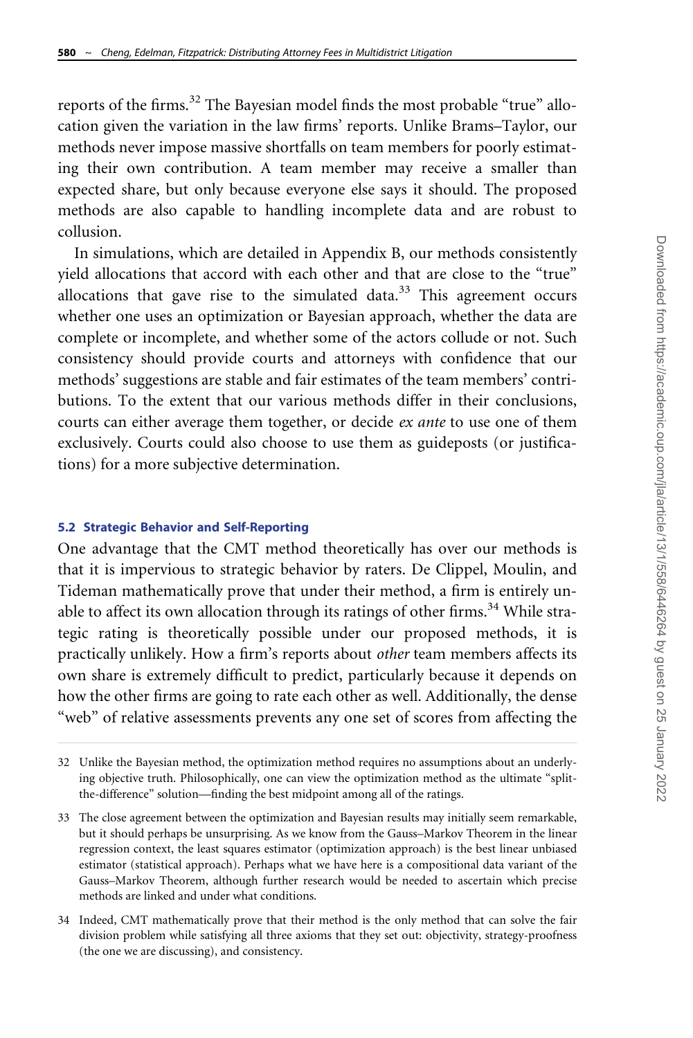reports of the firms.[32] The Bayesian model finds the most probable "true" allocation given the variation in the law firms' reports. Unlike Brams–Taylor, our methods never impose massive shortfalls on team members for poorly estimating their own contribution. A team member may receive a smaller than expected share, but only because everyone else says it should. The proposed methods are also capable to handling incomplete data and are robust to collusion.

In simulations, which are detailed in Appendix B, our methods consistently yield allocations that accord with each other and that are close to the "true" allocations that gave rise to the simulated data.[33] This agreement occurs whether one uses an optimization or Bayesian approach, whether the data are complete or incomplete, and whether some of the actors collude or not. Such consistency should provide courts and attorneys with confidence that our methods' suggestions are stable and fair estimates of the team members' contributions. To the extent that our various methods differ in their conclusions, courts can either average them together, or decide *ex ante* to use one of them exclusively. Courts could also choose to use them as guideposts (or justifications) for a more subjective determination.

### 5.2 Strategic Behavior and Self-Reporting

One advantage that the CMT method theoretically has over our methods is that it is impervious to strategic behavior by raters. De Clippel, Moulin, and Tideman mathematically prove that under their method, a firm is entirely unable to affect its own allocation through its ratings of other firms.[34] While strategic rating is theoretically possible under our proposed methods, it is practically unlikely. How a firm's reports about *other* team members affects its own share is extremely difficult to predict, particularly because it depends on how the other firms are going to rate each other as well. Additionally, the dense "web" of relative assessments prevents any one set of scores from affecting the

---

32 Unlike the Bayesian method, the optimization method requires no assumptions about an underlying objective truth. Philosophically, one can view the optimization method as the ultimate "split-the-difference" solution—finding the best midpoint among all of the ratings.

33 The close agreement between the optimization and Bayesian results may initially seem remarkable, but it should perhaps be unsurprising. As we know from the Gauss–Markov Theorem in the linear regression context, the least squares estimator (optimization approach) is the best linear unbiased estimator (statistical approach). Perhaps what we have here is a compositional data variant of the Gauss–Markov Theorem, although further research would be needed to ascertain which precise methods are linked and under what conditions.

34 Indeed, CMT mathematically prove that their method is the only method that can solve the fair division problem while satisfying all three axioms that they set out: objectivity, strategy-proofness (the one we are discussing), and consistency.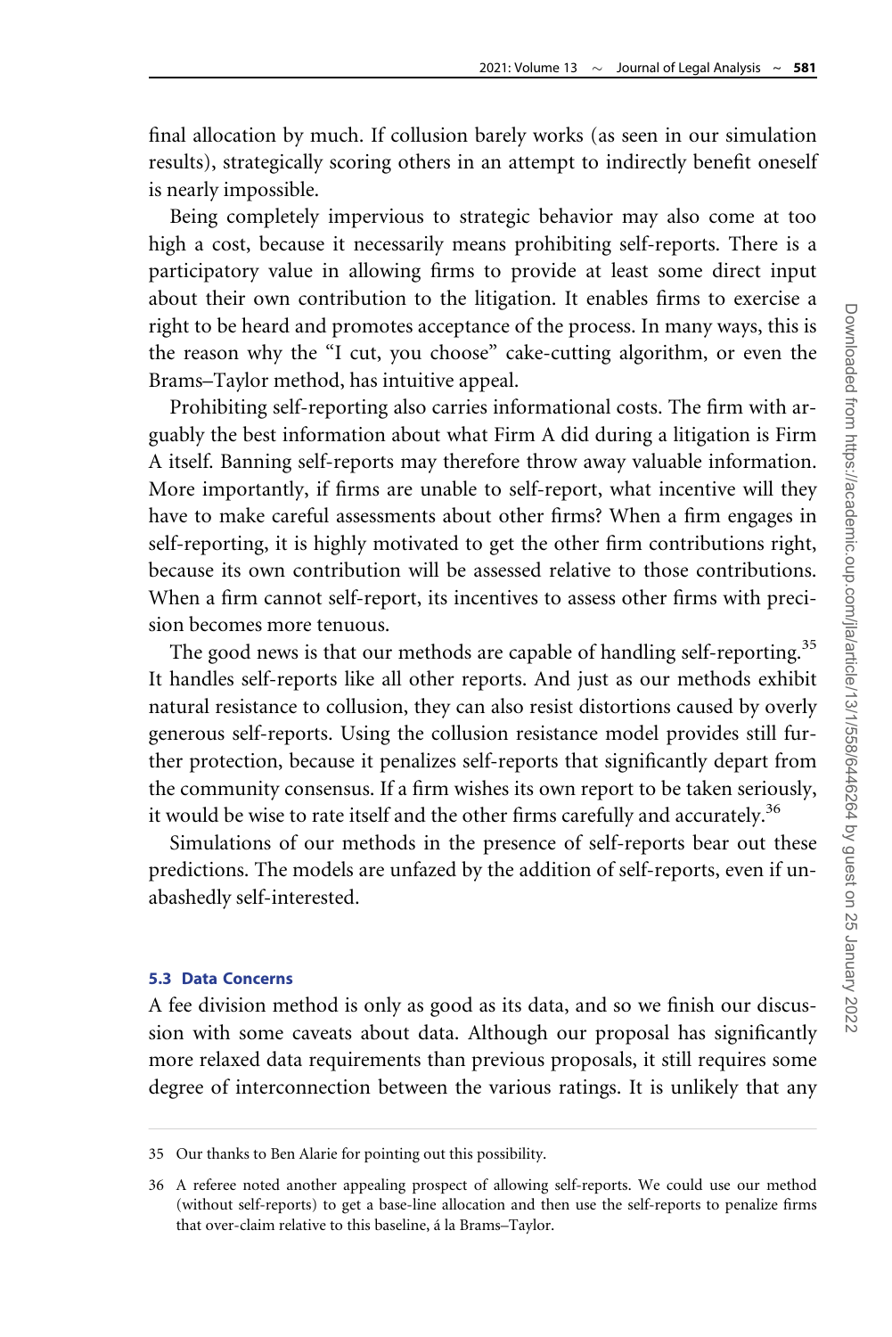final allocation by much. If collusion barely works (as seen in our simulation results), strategically scoring others in an attempt to indirectly benefit oneself is nearly impossible.

Being completely impervious to strategic behavior may also come at too high a cost, because it necessarily means prohibiting self-reports. There is a participatory value in allowing firms to provide at least some direct input about their own contribution to the litigation. It enables firms to exercise a right to be heard and promotes acceptance of the process. In many ways, this is the reason why the "I cut, you choose" cake-cutting algorithm, or even the Brams–Taylor method, has intuitive appeal.

Prohibiting self-reporting also carries informational costs. The firm with arguably the best information about what Firm A did during a litigation is Firm A itself. Banning self-reports may therefore throw away valuable information. More importantly, if firms are unable to self-report, what incentive will they have to make careful assessments about other firms? When a firm engages in self-reporting, it is highly motivated to get the other firm contributions right, because its own contribution will be assessed relative to those contributions. When a firm cannot self-report, its incentives to assess other firms with precision becomes more tenuous.

The good news is that our methods are capable of handling self-reporting.[35] It handles self-reports like all other reports. And just as our methods exhibit natural resistance to collusion, they can also resist distortions caused by overly generous self-reports. Using the collusion resistance model provides still further protection, because it penalizes self-reports that significantly depart from the community consensus. If a firm wishes its own report to be taken seriously, it would be wise to rate itself and the other firms carefully and accurately.[36]

Simulations of our methods in the presence of self-reports bear out these predictions. The models are unfazed by the addition of self-reports, even if unabashedly self-interested.

### 5.3 Data Concerns

A fee division method is only as good as its data, and so we finish our discussion with some caveats about data. Although our proposal has significantly more relaxed data requirements than previous proposals, it still requires some degree of interconnection between the various ratings. It is unlikely that any

---

35 Our thanks to Ben Alarie for pointing out this possibility.

36 A referee noted another appealing prospect of allowing self-reports. We could use our method (without self-reports) to get a base-line allocation and then use the self-reports to penalize firms that over-claim relative to this baseline, á la Brams–Taylor.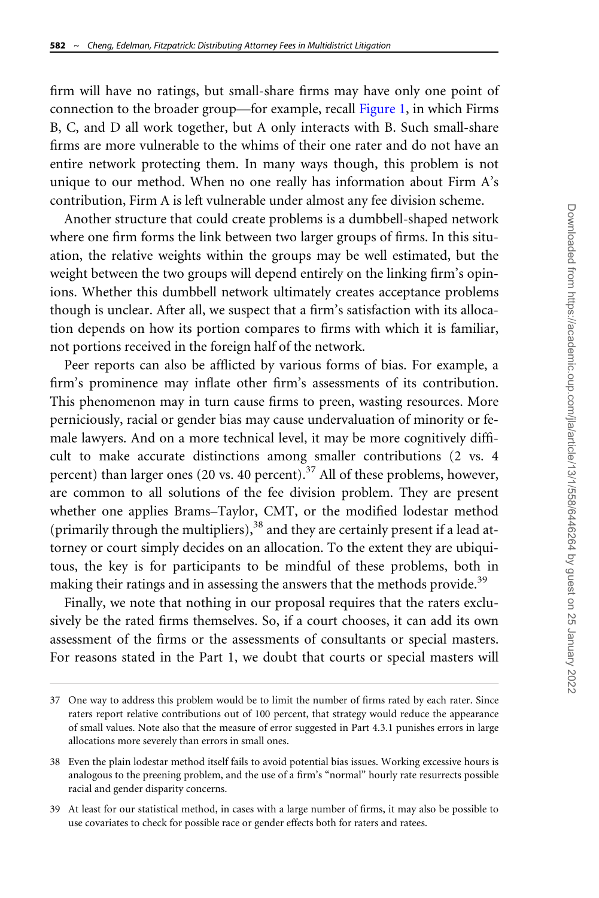firm will have no ratings, but small-share firms may have only one point of connection to the broader group—for example, recall Figure 1, in which Firms B, C, and D all work together, but A only interacts with B. Such small-share firms are more vulnerable to the whims of their one rater and do not have an entire network protecting them. In many ways though, this problem is not unique to our method. When no one really has information about Firm A's contribution, Firm A is left vulnerable under almost any fee division scheme.

Another structure that could create problems is a dumbbell-shaped network where one firm forms the link between two larger groups of firms. In this situation, the relative weights within the groups may be well estimated, but the weight between the two groups will depend entirely on the linking firm's opinions. Whether this dumbbell network ultimately creates acceptance problems though is unclear. After all, we suspect that a firm's satisfaction with its allocation depends on how its portion compares to firms with which it is familiar, not portions received in the foreign half of the network.

Peer reports can also be afflicted by various forms of bias. For example, a firm's prominence may inflate other firm's assessments of its contribution. This phenomenon may in turn cause firms to preen, wasting resources. More perniciously, racial or gender bias may cause undervaluation of minority or female lawyers. And on a more technical level, it may be more cognitively difficult to make accurate distinctions among smaller contributions (2 vs. 4 percent) than larger ones (20 vs. 40 percent).[37] All of these problems, however, are common to all solutions of the fee division problem. They are present whether one applies Brams–Taylor, CMT, or the modified lodestar method (primarily through the multipliers),[38] and they are certainly present if a lead attorney or court simply decides on an allocation. To the extent they are ubiquitous, the key is for participants to be mindful of these problems, both in making their ratings and in assessing the answers that the methods provide.[39]

Finally, we note that nothing in our proposal requires that the raters exclusively be the rated firms themselves. So, if a court chooses, it can add its own assessment of the firms or the assessments of consultants or special masters. For reasons stated in the Part 1, we doubt that courts or special masters will

---

37 One way to address this problem would be to limit the number of firms rated by each rater. Since raters report relative contributions out of 100 percent, that strategy would reduce the appearance of small values. Note also that the measure of error suggested in Part 4.3.1 punishes errors in large allocations more severely than errors in small ones.

38 Even the plain lodestar method itself fails to avoid potential bias issues. Working excessive hours is analogous to the preening problem, and the use of a firm's "normal" hourly rate resurrects possible racial and gender disparity concerns.

39 At least for our statistical method, in cases with a large number of firms, it may also be possible to use covariates to check for possible race or gender effects both for raters and ratees.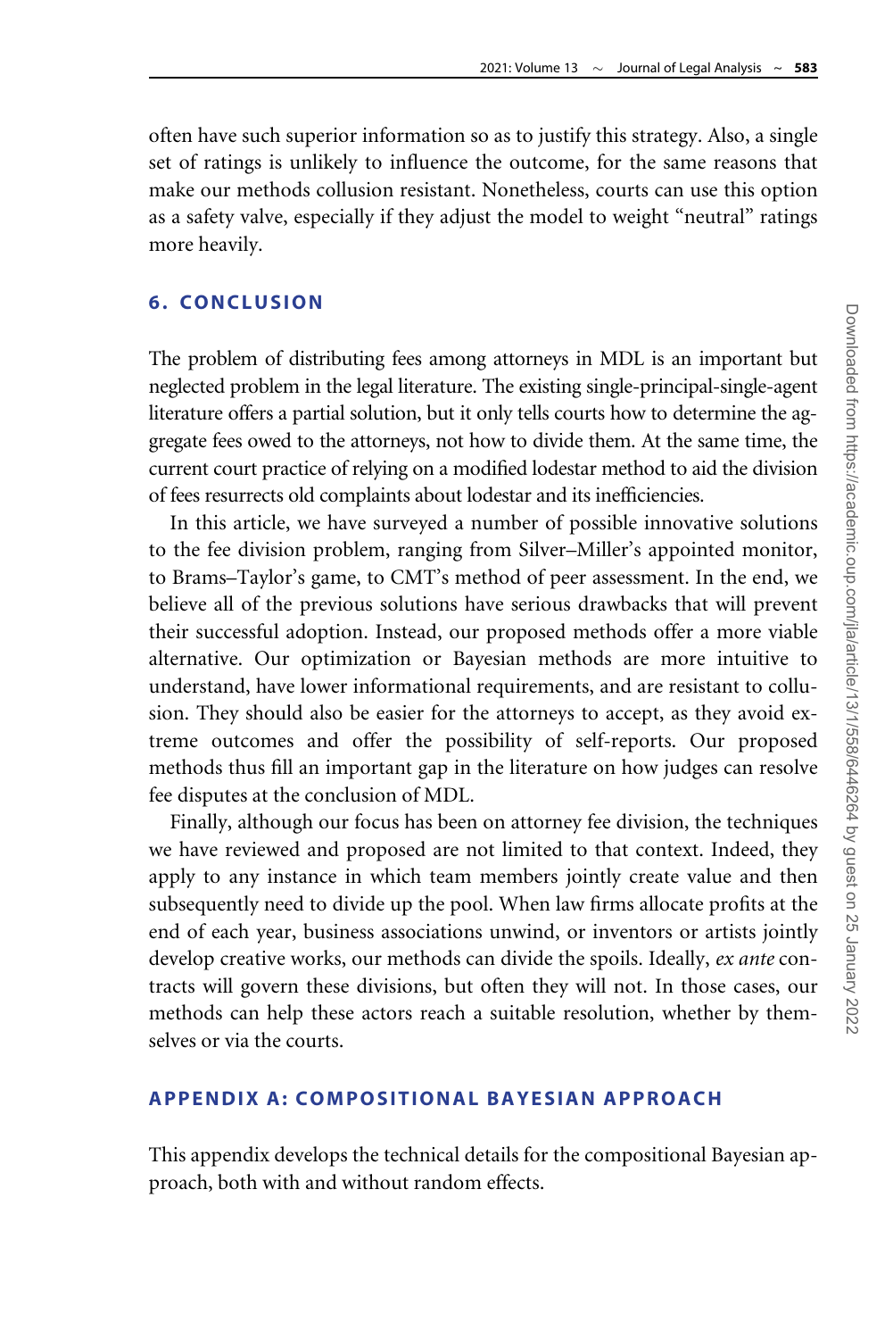often have such superior information so as to justify this strategy. Also, a single set of ratings is unlikely to influence the outcome, for the same reasons that make our methods collusion resistant. Nonetheless, courts can use this option as a safety valve, especially if they adjust the model to weight "neutral" ratings more heavily.

## 6. CONCLUSION

The problem of distributing fees among attorneys in MDL is an important but neglected problem in the legal literature. The existing single-principal-single-agent literature offers a partial solution, but it only tells courts how to determine the aggregate fees owed to the attorneys, not how to divide them. At the same time, the current court practice of relying on a modified lodestar method to aid the division of fees resurrects old complaints about lodestar and its inefficiencies.

In this article, we have surveyed a number of possible innovative solutions to the fee division problem, ranging from Silver–Miller's appointed monitor, to Brams–Taylor's game, to CMT's method of peer assessment. In the end, we believe all of the previous solutions have serious drawbacks that will prevent their successful adoption. Instead, our proposed methods offer a more viable alternative. Our optimization or Bayesian methods are more intuitive to understand, have lower informational requirements, and are resistant to collusion. They should also be easier for the attorneys to accept, as they avoid extreme outcomes and offer the possibility of self-reports. Our proposed methods thus fill an important gap in the literature on how judges can resolve fee disputes at the conclusion of MDL.

Finally, although our focus has been on attorney fee division, the techniques we have reviewed and proposed are not limited to that context. Indeed, they apply to any instance in which team members jointly create value and then subsequently need to divide up the pool. When law firms allocate profits at the end of each year, business associations unwind, or inventors or artists jointly develop creative works, our methods can divide the spoils. Ideally, *ex ante* contracts will govern these divisions, but often they will not. In those cases, our methods can help these actors reach a suitable resolution, whether by themselves or via the courts.

## APPENDIX A: COMPOSITIONAL BAYESIAN APPROACH

This appendix develops the technical details for the compositional Bayesian approach, both with and without random effects.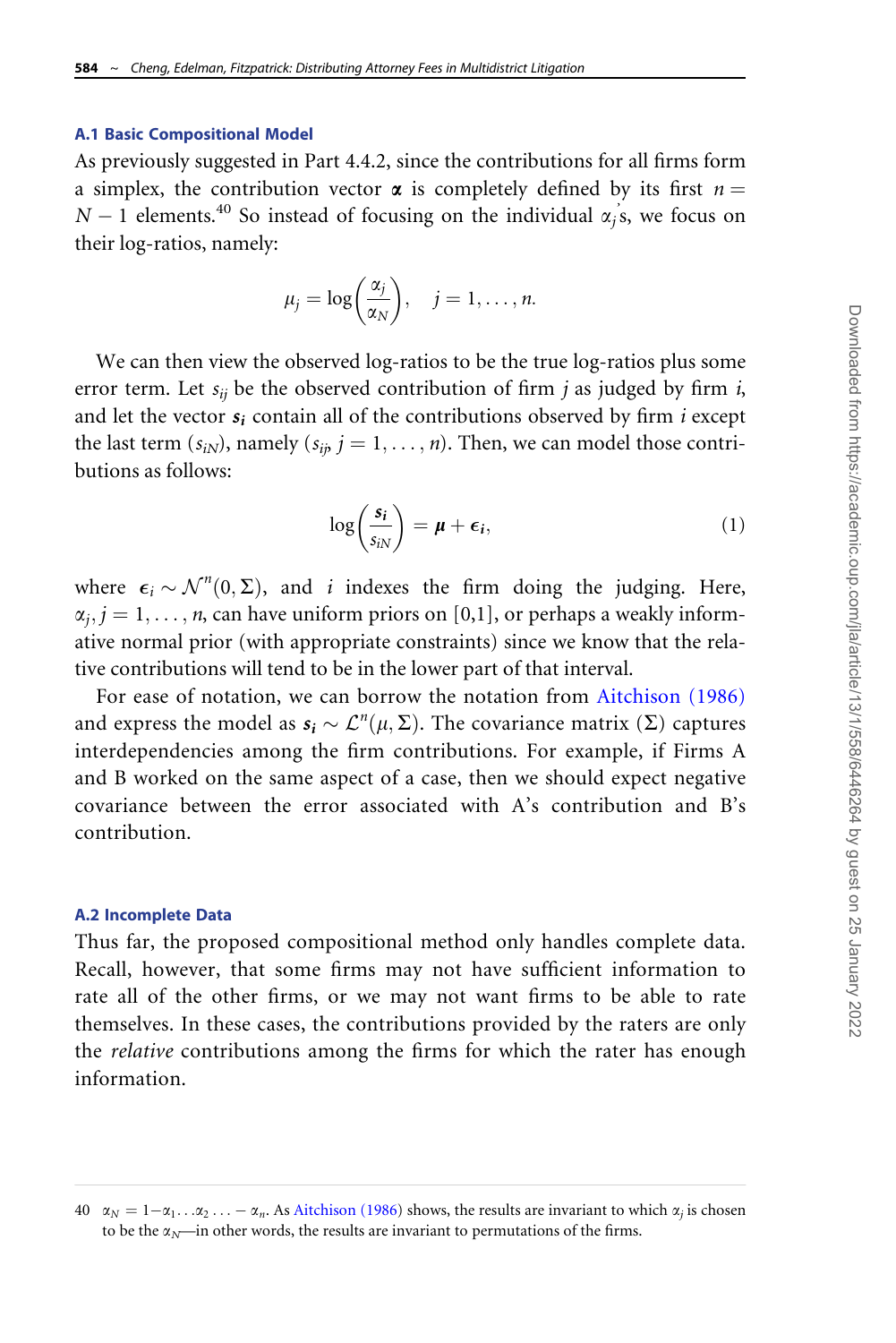### A.1 Basic Compositional Model

As previously suggested in Part 4.4.2, since the contributions for all firms form a simplex, the contribution vector $\boldsymbol{\alpha}$ is completely defined by its first $n = N - 1$ elements.[40] So instead of focusing on the individual $\alpha_j$'s, we focus on their log-ratios, namely:

$$\mu_j = \log\left(\frac{\alpha_j}{\alpha_N}\right), \quad j = 1, \ldots, n.$$

We can then view the observed log-ratios to be the true log-ratios plus some error term. Let $s_{ij}$ be the observed contribution of firm $j$ as judged by firm $i$, and let the vector $\boldsymbol{s_i}$ contain all of the contributions observed by firm $i$ except the last term ($s_{iN}$), namely ($s_{ij}$, $j = 1, \ldots, n$). Then, we can model those contributions as follows:

$$\log\left(\frac{\boldsymbol{s_i}}{s_{iN}}\right) = \boldsymbol{\mu} + \boldsymbol{\epsilon_i}, \tag{1}$$

where $\boldsymbol{\epsilon}_i \sim \mathcal{N}^n(0, \Sigma)$, and $i$ indexes the firm doing the judging. Here, $\alpha_j, j = 1, \ldots, n$, can have uniform priors on [0,1], or perhaps a weakly informative normal prior (with appropriate constraints) since we know that the relative contributions will tend to be in the lower part of that interval.

For ease of notation, we can borrow the notation from Aitchison (1986) and express the model as $\boldsymbol{s_i} \sim \mathcal{L}^n(\mu, \Sigma)$. The covariance matrix ($\Sigma$) captures interdependencies among the firm contributions. For example, if Firms A and B worked on the same aspect of a case, then we should expect negative covariance between the error associated with A's contribution and B's contribution.

### A.2 Incomplete Data

Thus far, the proposed compositional method only handles complete data. Recall, however, that some firms may not have sufficient information to rate all of the other firms, or we may not want firms to be able to rate themselves. In these cases, the contributions provided by the raters are only the *relative* contributions among the firms for which the rater has enough information.

---

40 $\alpha_N = 1 - \alpha_1 \ldots \alpha_2 \ldots - \alpha_n$. As Aitchison (1986) shows, the results are invariant to which $\alpha_j$ is chosen to be the $\alpha_N$—in other words, the results are invariant to permutations of the firms.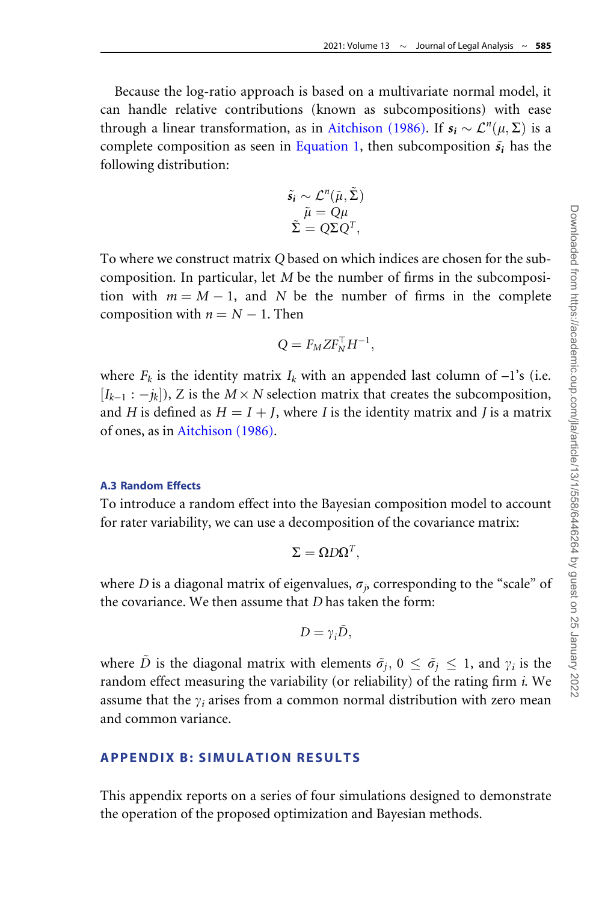Because the log-ratio approach is based on a multivariate normal model, it can handle relative contributions (known as subcompositions) with ease through a linear transformation, as in Aitchison (1986). If $s_i \sim \mathcal{L}^n(\mu, \Sigma)$ is a complete composition as seen in Equation 1, then subcomposition $\tilde{s}_i$ has the following distribution:

$$
\begin{gathered}
\tilde{s}_i \sim \mathcal{L}^n(\tilde{\mu}, \tilde{\Sigma}) \\
\tilde{\mu} = Q\mu \\
\tilde{\Sigma} = Q\Sigma Q^T,
\end{gathered}
$$

To where we construct matrix $Q$ based on which indices are chosen for the subcomposition. In particular, let $M$ be the number of firms in the subcomposition with $m = M - 1$, and $N$ be the number of firms in the complete composition with $n = N - 1$. Then

$$
Q = F_M Z F_N^\top H^{-1},
$$

where $F_k$ is the identity matrix $I_k$ with an appended last column of –1's (i.e. $[I_{k-1} : -j_k]$), $Z$ is the $M \times N$ selection matrix that creates the subcomposition, and $H$ is defined as $H = I + J$, where $I$ is the identity matrix and $J$ is a matrix of ones, as in Aitchison (1986).

### A.3 Random Effects

To introduce a random effect into the Bayesian composition model to account for rater variability, we can use a decomposition of the covariance matrix:

$$
\Sigma = \Omega D \Omega^T,
$$

where $D$ is a diagonal matrix of eigenvalues, $\sigma_j$, corresponding to the "scale" of the covariance. We then assume that $D$ has taken the form:

$$
D = \gamma_i \tilde{D},
$$

where $\tilde{D}$ is the diagonal matrix with elements $\tilde{\sigma}_j$, $0 \leq \tilde{\sigma}_j \leq 1$, and $\gamma_i$ is the random effect measuring the variability (or reliability) of the rating firm *i*. We assume that the $\gamma_i$ arises from a common normal distribution with zero mean and common variance.

## APPENDIX B: SIMULATION RESULTS

This appendix reports on a series of four simulations designed to demonstrate the operation of the proposed optimization and Bayesian methods.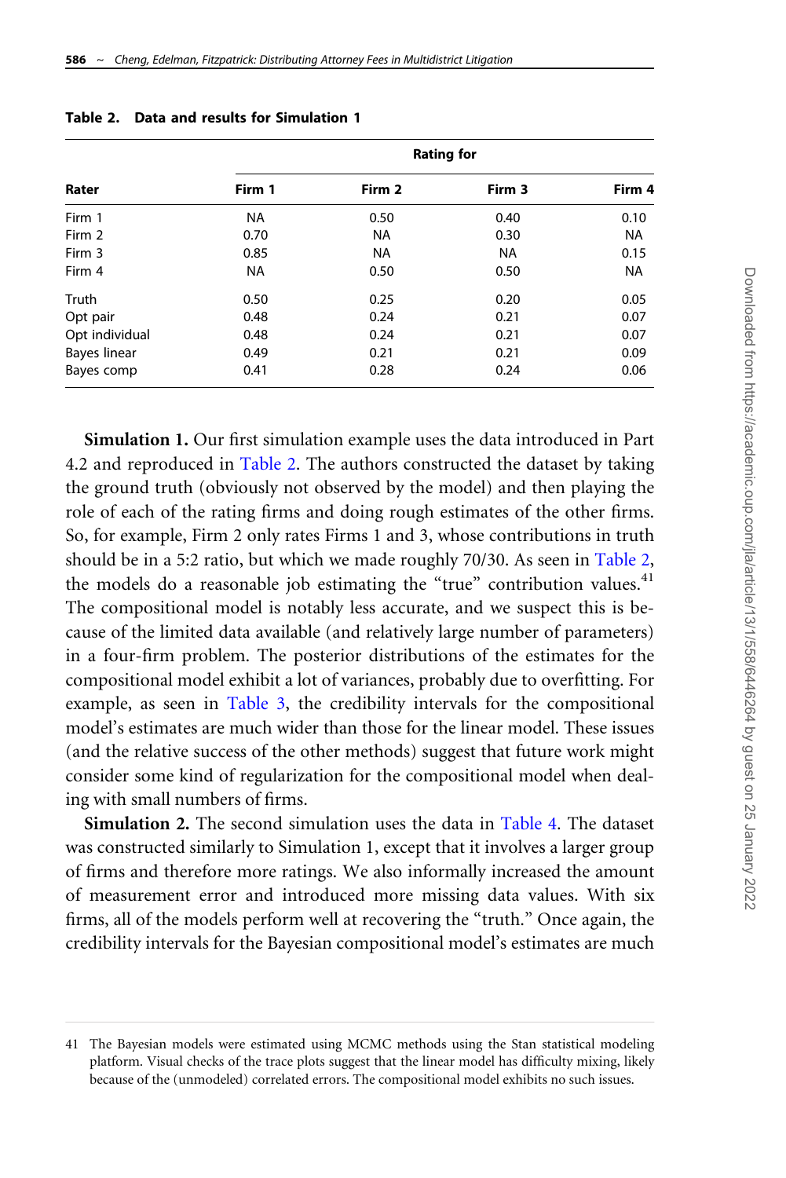**Table 2. Data and results for Simulation 1**

| Rater | Rating for | | | |
|---|---|---|---|---|
| | Firm 1 | Firm 2 | Firm 3 | Firm 4 |
| Firm 1 | NA | 0.50 | 0.40 | 0.10 |
| Firm 2 | 0.70 | NA | 0.30 | NA |
| Firm 3 | 0.85 | NA | NA | 0.15 |
| Firm 4 | NA | 0.50 | 0.50 | NA |
| Truth | 0.50 | 0.25 | 0.20 | 0.05 |
| Opt pair | 0.48 | 0.24 | 0.21 | 0.07 |
| Opt individual | 0.48 | 0.24 | 0.21 | 0.07 |
| Bayes linear | 0.49 | 0.21 | 0.21 | 0.09 |
| Bayes comp | 0.41 | 0.28 | 0.24 | 0.06 |

**Simulation 1.** Our first simulation example uses the data introduced in Part 4.2 and reproduced in Table 2. The authors constructed the dataset by taking the ground truth (obviously not observed by the model) and then playing the role of each of the rating firms and doing rough estimates of the other firms. So, for example, Firm 2 only rates Firms 1 and 3, whose contributions in truth should be in a 5:2 ratio, but which we made roughly 70/30. As seen in Table 2, the models do a reasonable job estimating the "true" contribution values.[41] The compositional model is notably less accurate, and we suspect this is because of the limited data available (and relatively large number of parameters) in a four-firm problem. The posterior distributions of the estimates for the compositional model exhibit a lot of variances, probably due to overfitting. For example, as seen in Table 3, the credibility intervals for the compositional model's estimates are much wider than those for the linear model. These issues (and the relative success of the other methods) suggest that future work might consider some kind of regularization for the compositional model when dealing with small numbers of firms.

**Simulation 2.** The second simulation uses the data in Table 4. The dataset was constructed similarly to Simulation 1, except that it involves a larger group of firms and therefore more ratings. We also informally increased the amount of measurement error and introduced more missing data values. With six firms, all of the models perform well at recovering the "truth." Once again, the credibility intervals for the Bayesian compositional model's estimates are much

41 The Bayesian models were estimated using MCMC methods using the Stan statistical modeling platform. Visual checks of the trace plots suggest that the linear model has difficulty mixing, likely because of the (unmodeled) correlated errors. The compositional model exhibits no such issues.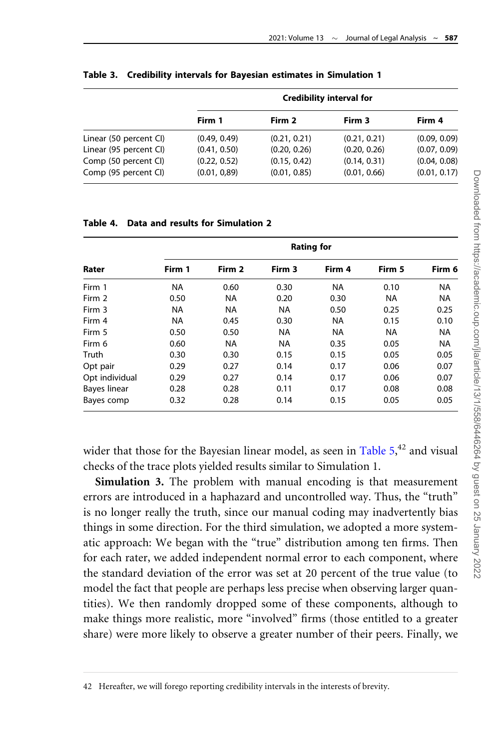**Table 3. Credibility intervals for Bayesian estimates in Simulation 1**

| | Credibility interval for | | | |
|---|---|---|---|---|
| | Firm 1 | Firm 2 | Firm 3 | Firm 4 |
| Linear (50 percent CI) | (0.49, 0.49) | (0.21, 0.21) | (0.21, 0.21) | (0.09, 0.09) |
| Linear (95 percent CI) | (0.41, 0.50) | (0.20, 0.26) | (0.20, 0.26) | (0.07, 0.09) |
| Comp (50 percent CI) | (0.22, 0.52) | (0.15, 0.42) | (0.14, 0.31) | (0.04, 0.08) |
| Comp (95 percent CI) | (0.01, 0,89) | (0.01, 0.85) | (0.01, 0.66) | (0.01, 0.17) |

**Table 4. Data and results for Simulation 2**

| | Rating for | | | | | |
|---|---|---|---|---|---|---|
| Rater | Firm 1 | Firm 2 | Firm 3 | Firm 4 | Firm 5 | Firm 6 |
| Firm 1 | NA | 0.60 | 0.30 | NA | 0.10 | NA |
| Firm 2 | 0.50 | NA | 0.20 | 0.30 | NA | NA |
| Firm 3 | NA | NA | NA | 0.50 | 0.25 | 0.25 |
| Firm 4 | NA | 0.45 | 0.30 | NA | 0.15 | 0.10 |
| Firm 5 | 0.50 | 0.50 | NA | NA | NA | NA |
| Firm 6 | 0.60 | NA | NA | 0.35 | 0.05 | NA |
| Truth | 0.30 | 0.30 | 0.15 | 0.15 | 0.05 | 0.05 |
| Opt pair | 0.29 | 0.27 | 0.14 | 0.17 | 0.06 | 0.07 |
| Opt individual | 0.29 | 0.27 | 0.14 | 0.17 | 0.06 | 0.07 |
| Bayes linear | 0.28 | 0.28 | 0.11 | 0.17 | 0.08 | 0.08 |
| Bayes comp | 0.32 | 0.28 | 0.14 | 0.15 | 0.05 | 0.05 |

wider that those for the Bayesian linear model, as seen in Table 5,[42] and visual checks of the trace plots yielded results similar to Simulation 1.

**Simulation 3.** The problem with manual encoding is that measurement errors are introduced in a haphazard and uncontrolled way. Thus, the "truth" is no longer really the truth, since our manual coding may inadvertently bias things in some direction. For the third simulation, we adopted a more systematic approach: We began with the "true" distribution among ten firms. Then for each rater, we added independent normal error to each component, where the standard deviation of the error was set at 20 percent of the true value (to model the fact that people are perhaps less precise when observing larger quantities). We then randomly dropped some of these components, although to make things more realistic, more "involved" firms (those entitled to a greater share) were more likely to observe a greater number of their peers. Finally, we

42 Hereafter, we will forego reporting credibility intervals in the interests of brevity.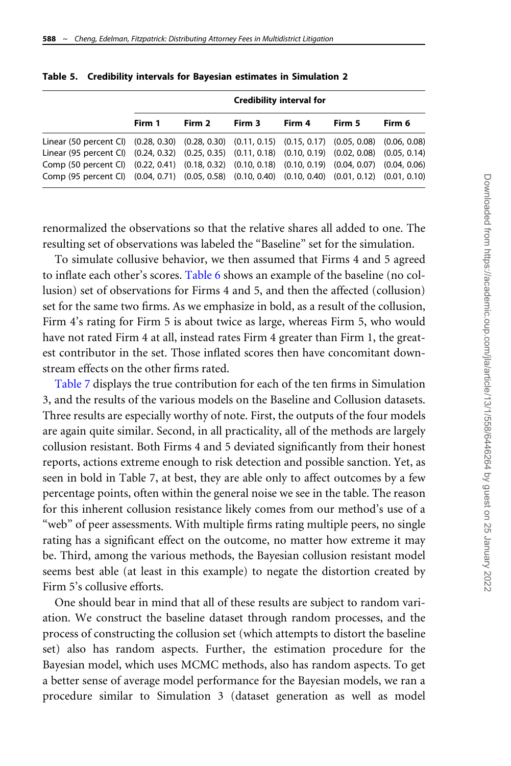**Table 5. Credibility intervals for Bayesian estimates in Simulation 2**

| | Credibility interval for | | | | | |
|---|---|---|---|---|---|---|
| | **Firm 1** | **Firm 2** | **Firm 3** | **Firm 4** | **Firm 5** | **Firm 6** |
| Linear (50 percent CI) | (0.28, 0.30) | (0.28, 0.30) | (0.11, 0.15) | (0.15, 0.17) | (0.05, 0.08) | (0.06, 0.08) |
| Linear (95 percent CI) | (0.24, 0.32) | (0.25, 0.35) | (0.11, 0.18) | (0.10, 0.19) | (0.02, 0.08) | (0.05, 0.14) |
| Comp (50 percent CI) | (0.22, 0.41) | (0.18, 0.32) | (0.10, 0.18) | (0.10, 0.19) | (0.04, 0.07) | (0.04, 0.06) |
| Comp (95 percent CI) | (0.04, 0.71) | (0.05, 0.58) | (0.10, 0.40) | (0.10, 0.40) | (0.01, 0.12) | (0.01, 0.10) |

renormalized the observations so that the relative shares all added to one. The resulting set of observations was labeled the "Baseline" set for the simulation.

To simulate collusive behavior, we then assumed that Firms 4 and 5 agreed to inflate each other's scores. Table 6 shows an example of the baseline (no collusion) set of observations for Firms 4 and 5, and then the affected (collusion) set for the same two firms. As we emphasize in bold, as a result of the collusion, Firm 4's rating for Firm 5 is about twice as large, whereas Firm 5, who would have not rated Firm 4 at all, instead rates Firm 4 greater than Firm 1, the greatest contributor in the set. Those inflated scores then have concomitant downstream effects on the other firms rated.

Table 7 displays the true contribution for each of the ten firms in Simulation 3, and the results of the various models on the Baseline and Collusion datasets. Three results are especially worthy of note. First, the outputs of the four models are again quite similar. Second, in all practicality, all of the methods are largely collusion resistant. Both Firms 4 and 5 deviated significantly from their honest reports, actions extreme enough to risk detection and possible sanction. Yet, as seen in bold in Table 7, at best, they are able only to affect outcomes by a few percentage points, often within the general noise we see in the table. The reason for this inherent collusion resistance likely comes from our method's use of a "web" of peer assessments. With multiple firms rating multiple peers, no single rating has a significant effect on the outcome, no matter how extreme it may be. Third, among the various methods, the Bayesian collusion resistant model seems best able (at least in this example) to negate the distortion created by Firm 5's collusive efforts.

One should bear in mind that all of these results are subject to random variation. We construct the baseline dataset through random processes, and the process of constructing the collusion set (which attempts to distort the baseline set) also has random aspects. Further, the estimation procedure for the Bayesian model, which uses MCMC methods, also has random aspects. To get a better sense of average model performance for the Bayesian models, we ran a procedure similar to Simulation 3 (dataset generation as well as model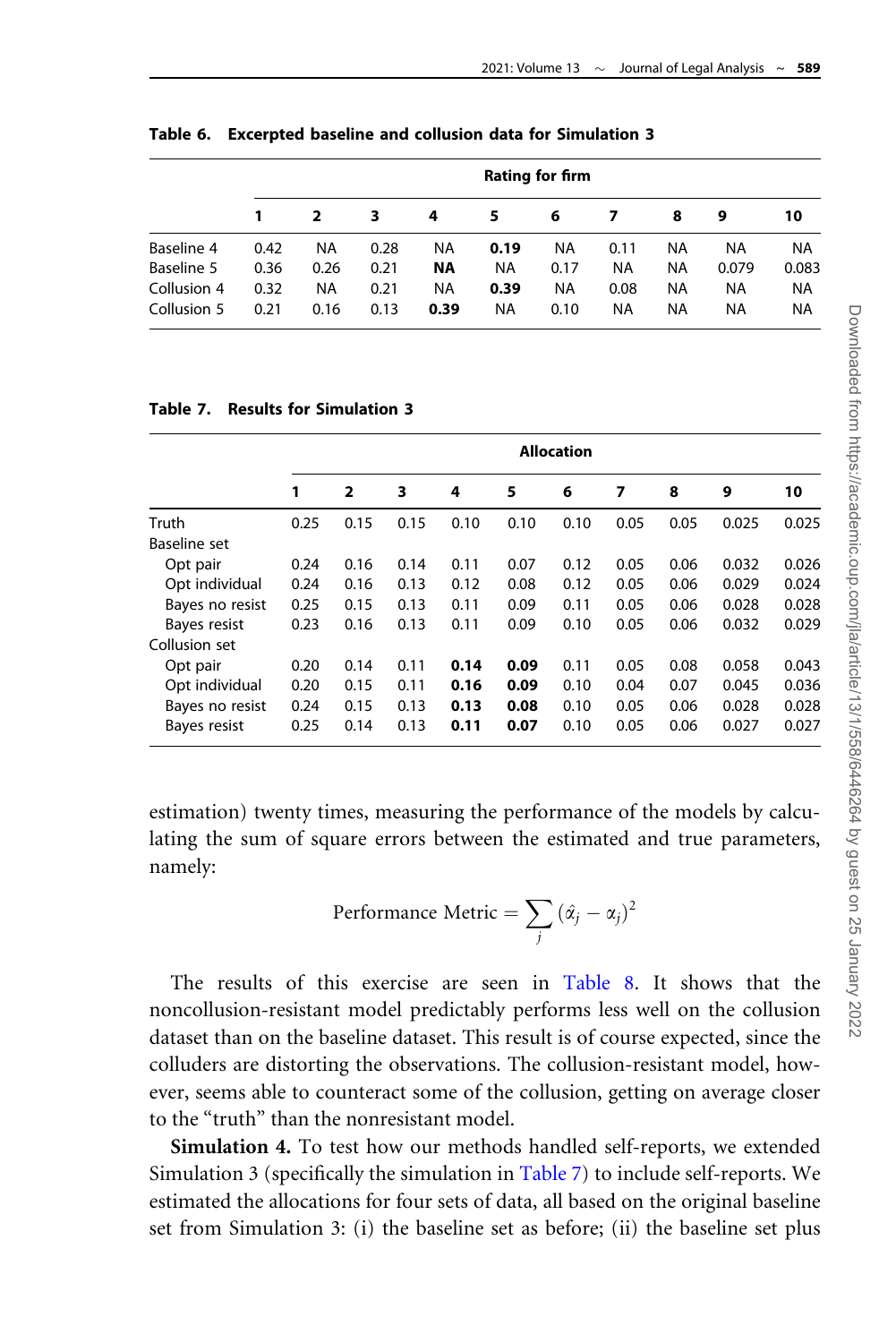**Table 6. Excerpted baseline and collusion data for Simulation 3**

| | Rating for firm | | | | | | | | | |
|---|---|---|---|---|---|---|---|---|---|---|
| | 1 | 2 | 3 | 4 | 5 | 6 | 7 | 8 | 9 | 10 |
| Baseline 4 | 0.42 | NA | 0.28 | NA | **0.19** | NA | 0.11 | NA | NA | NA |
| Baseline 5 | 0.36 | 0.26 | 0.21 | **NA** | NA | 0.17 | NA | NA | 0.079 | 0.083 |
| Collusion 4 | 0.32 | NA | 0.21 | NA | **0.39** | NA | 0.08 | NA | NA | NA |
| Collusion 5 | 0.21 | 0.16 | 0.13 | **0.39** | NA | 0.10 | NA | NA | NA | NA |

**Table 7. Results for Simulation 3**

| | Allocation | | | | | | | | | |
|---|---|---|---|---|---|---|---|---|---|---|
| | 1 | 2 | 3 | 4 | 5 | 6 | 7 | 8 | 9 | 10 |
| Truth | 0.25 | 0.15 | 0.15 | 0.10 | 0.10 | 0.10 | 0.05 | 0.05 | 0.025 | 0.025 |
| Baseline set | | | | | | | | | | |
| Opt pair | 0.24 | 0.16 | 0.14 | 0.11 | 0.07 | 0.12 | 0.05 | 0.06 | 0.032 | 0.026 |
| Opt individual | 0.24 | 0.16 | 0.13 | 0.12 | 0.08 | 0.12 | 0.05 | 0.06 | 0.029 | 0.024 |
| Bayes no resist | 0.25 | 0.15 | 0.13 | 0.11 | 0.09 | 0.11 | 0.05 | 0.06 | 0.028 | 0.028 |
| Bayes resist | 0.23 | 0.16 | 0.13 | 0.11 | 0.09 | 0.10 | 0.05 | 0.06 | 0.032 | 0.029 |
| Collusion set | | | | | | | | | | |
| Opt pair | 0.20 | 0.14 | 0.11 | **0.14** | **0.09** | 0.11 | 0.05 | 0.08 | 0.058 | 0.043 |
| Opt individual | 0.20 | 0.15 | 0.11 | **0.16** | **0.09** | 0.10 | 0.04 | 0.07 | 0.045 | 0.036 |
| Bayes no resist | 0.24 | 0.15 | 0.13 | **0.13** | **0.08** | 0.10 | 0.05 | 0.06 | 0.028 | 0.028 |
| Bayes resist | 0.25 | 0.14 | 0.13 | **0.11** | **0.07** | 0.10 | 0.05 | 0.06 | 0.027 | 0.027 |

estimation) twenty times, measuring the performance of the models by calculating the sum of square errors between the estimated and true parameters, namely:

$$\text{Performance Metric} = \sum_j (\hat{\alpha}_j - \alpha_j)^2$$

The results of this exercise are seen in Table 8. It shows that the noncollusion-resistant model predictably performs less well on the collusion dataset than on the baseline dataset. This result is of course expected, since the colluders are distorting the observations. The collusion-resistant model, however, seems able to counteract some of the collusion, getting on average closer to the "truth" than the nonresistant model.

**Simulation 4.** To test how our methods handled self-reports, we extended Simulation 3 (specifically the simulation in Table 7) to include self-reports. We estimated the allocations for four sets of data, all based on the original baseline set from Simulation 3: (i) the baseline set as before; (ii) the baseline set plus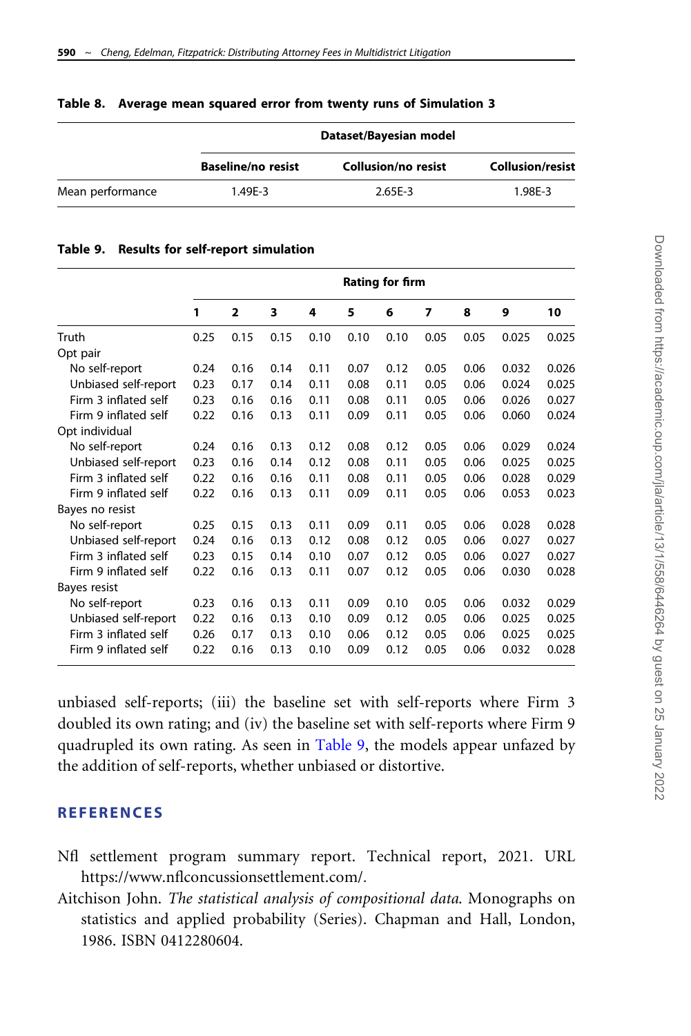**Table 8. Average mean squared error from twenty runs of Simulation 3**

| | Dataset/Bayesian model | | |
|---|---|---|---|
| | Baseline/no resist | Collusion/no resist | Collusion/resist |
| Mean performance | 1.49E-3 | 2.65E-3 | 1.98E-3 |

**Table 9. Results for self-report simulation**

| | Rating for firm | | | | | | | | | |
|---|---|---|---|---|---|---|---|---|---|---|
| | 1 | 2 | 3 | 4 | 5 | 6 | 7 | 8 | 9 | 10 |
| Truth | 0.25 | 0.15 | 0.15 | 0.10 | 0.10 | 0.10 | 0.05 | 0.05 | 0.025 | 0.025 |
| Opt pair | | | | | | | | | | |
| No self-report | 0.24 | 0.16 | 0.14 | 0.11 | 0.07 | 0.12 | 0.05 | 0.06 | 0.032 | 0.026 |
| Unbiased self-report | 0.23 | 0.17 | 0.14 | 0.11 | 0.08 | 0.11 | 0.05 | 0.06 | 0.024 | 0.025 |
| Firm 3 inflated self | 0.23 | 0.16 | 0.16 | 0.11 | 0.08 | 0.11 | 0.05 | 0.06 | 0.026 | 0.027 |
| Firm 9 inflated self | 0.22 | 0.16 | 0.13 | 0.11 | 0.09 | 0.11 | 0.05 | 0.06 | 0.060 | 0.024 |
| Opt individual | | | | | | | | | | |
| No self-report | 0.24 | 0.16 | 0.13 | 0.12 | 0.08 | 0.12 | 0.05 | 0.06 | 0.029 | 0.024 |
| Unbiased self-report | 0.23 | 0.16 | 0.14 | 0.12 | 0.08 | 0.11 | 0.05 | 0.06 | 0.025 | 0.025 |
| Firm 3 inflated self | 0.22 | 0.16 | 0.16 | 0.11 | 0.08 | 0.11 | 0.05 | 0.06 | 0.028 | 0.029 |
| Firm 9 inflated self | 0.22 | 0.16 | 0.13 | 0.11 | 0.09 | 0.11 | 0.05 | 0.06 | 0.053 | 0.023 |
| Bayes no resist | | | | | | | | | | |
| No self-report | 0.25 | 0.15 | 0.13 | 0.11 | 0.09 | 0.11 | 0.05 | 0.06 | 0.028 | 0.028 |
| Unbiased self-report | 0.24 | 0.16 | 0.13 | 0.12 | 0.08 | 0.12 | 0.05 | 0.06 | 0.027 | 0.027 |
| Firm 3 inflated self | 0.23 | 0.15 | 0.14 | 0.10 | 0.07 | 0.12 | 0.05 | 0.06 | 0.027 | 0.027 |
| Firm 9 inflated self | 0.22 | 0.16 | 0.13 | 0.11 | 0.07 | 0.12 | 0.05 | 0.06 | 0.030 | 0.028 |
| Bayes resist | | | | | | | | | | |
| No self-report | 0.23 | 0.16 | 0.13 | 0.11 | 0.09 | 0.10 | 0.05 | 0.06 | 0.032 | 0.029 |
| Unbiased self-report | 0.22 | 0.16 | 0.13 | 0.10 | 0.09 | 0.12 | 0.05 | 0.06 | 0.025 | 0.025 |
| Firm 3 inflated self | 0.26 | 0.17 | 0.13 | 0.10 | 0.06 | 0.12 | 0.05 | 0.06 | 0.025 | 0.025 |
| Firm 9 inflated self | 0.22 | 0.16 | 0.13 | 0.10 | 0.09 | 0.12 | 0.05 | 0.06 | 0.032 | 0.028 |

unbiased self-reports; (iii) the baseline set with self-reports where Firm 3 doubled its own rating; and (iv) the baseline set with self-reports where Firm 9 quadrupled its own rating. As seen in Table 9, the models appear unfazed by the addition of self-reports, whether unbiased or distortive.

## REFERENCES

Nfl settlement program summary report. Technical report, 2021. URL https://www.nflconcussionsettlement.com/.

Aitchison John. *The statistical analysis of compositional data*. Monographs on statistics and applied probability (Series). Chapman and Hall, London, 1986. ISBN 0412280604.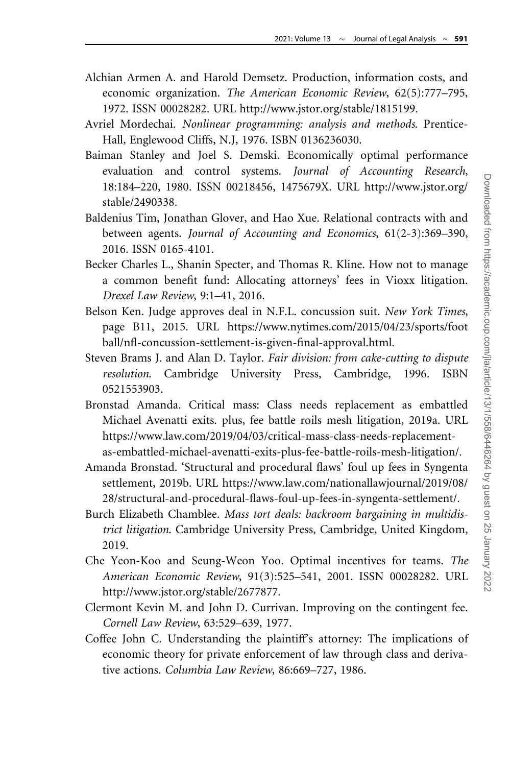Alchian Armen A. and Harold Demsetz. Production, information costs, and economic organization. *The American Economic Review*, 62(5):777–795, 1972. ISSN 00028282. URL http://www.jstor.org/stable/1815199.

Avriel Mordechai. *Nonlinear programming: analysis and methods*. Prentice-Hall, Englewood Cliffs, N.J, 1976. ISBN 0136236030.

Baiman Stanley and Joel S. Demski. Economically optimal performance evaluation and control systems. *Journal of Accounting Research*, 18:184–220, 1980. ISSN 00218456, 1475679X. URL http://www.jstor.org/stable/2490338.

Baldenius Tim, Jonathan Glover, and Hao Xue. Relational contracts with and between agents. *Journal of Accounting and Economics*, 61(2-3):369–390, 2016. ISSN 0165-4101.

Becker Charles L., Shanin Specter, and Thomas R. Kline. How not to manage a common benefit fund: Allocating attorneys' fees in Vioxx litigation. *Drexel Law Review*, 9:1–41, 2016.

Belson Ken. Judge approves deal in N.F.L. concussion suit. *New York Times*, page B11, 2015. URL https://www.nytimes.com/2015/04/23/sports/football/nfl-concussion-settlement-is-given-final-approval.html.

Steven Brams J. and Alan D. Taylor. *Fair division: from cake-cutting to dispute resolution*. Cambridge University Press, Cambridge, 1996. ISBN 0521553903.

Bronstad Amanda. Critical mass: Class needs replacement as embattled Michael Avenatti exits. plus, fee battle roils mesh litigation, 2019a. URL https://www.law.com/2019/04/03/critical-mass-class-needs-replacement-as-embattled-michael-avenatti-exits-plus-fee-battle-roils-mesh-litigation/.

Amanda Bronstad. 'Structural and procedural flaws' foul up fees in Syngenta settlement, 2019b. URL https://www.law.com/nationallawjournal/2019/08/28/structural-and-procedural-flaws-foul-up-fees-in-syngenta-settlement/.

Burch Elizabeth Chamblee. *Mass tort deals: backroom bargaining in multidistrict litigation*. Cambridge University Press, Cambridge, United Kingdom, 2019.

Che Yeon-Koo and Seung-Weon Yoo. Optimal incentives for teams. *The American Economic Review*, 91(3):525–541, 2001. ISSN 00028282. URL http://www.jstor.org/stable/2677877.

Clermont Kevin M. and John D. Currivan. Improving on the contingent fee. *Cornell Law Review*, 63:529–639, 1977.

Coffee John C. Understanding the plaintiff's attorney: The implications of economic theory for private enforcement of law through class and derivative actions. *Columbia Law Review*, 86:669–727, 1986.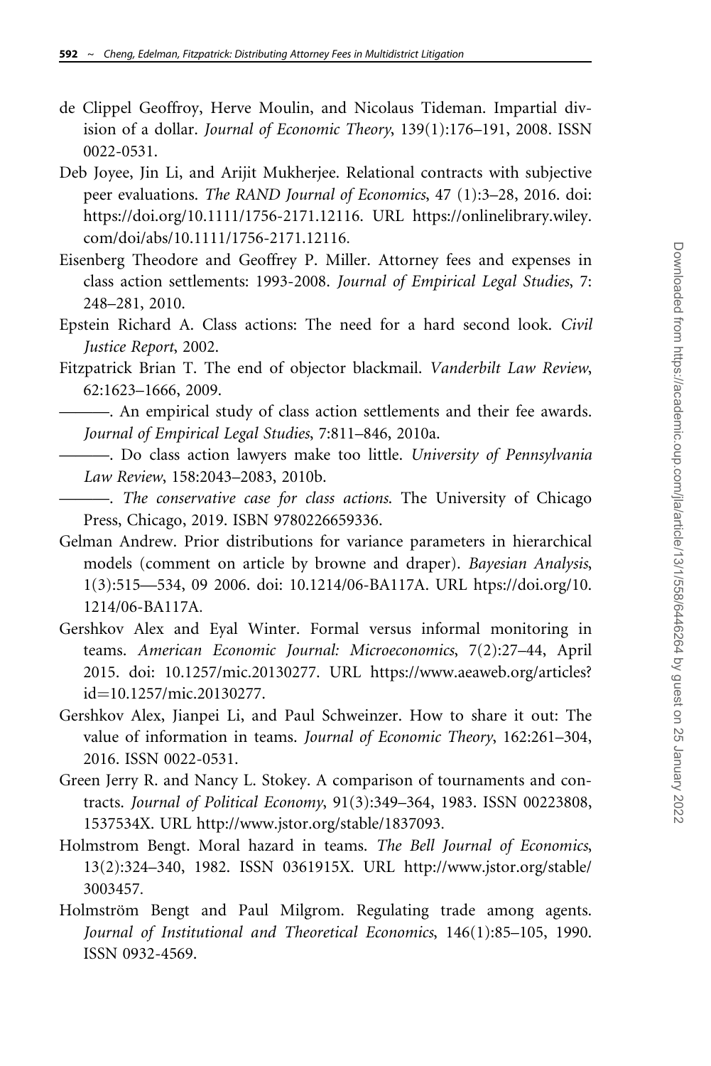de Clippel Geoffroy, Herve Moulin, and Nicolaus Tideman. Impartial division of a dollar. *Journal of Economic Theory*, 139(1):176–191, 2008. ISSN 0022-0531.

Deb Joyee, Jin Li, and Arijit Mukherjee. Relational contracts with subjective peer evaluations. *The RAND Journal of Economics*, 47 (1):3–28, 2016. doi: https://doi.org/10.1111/1756-2171.12116. URL https://onlinelibrary.wiley.com/doi/abs/10.1111/1756-2171.12116.

Eisenberg Theodore and Geoffrey P. Miller. Attorney fees and expenses in class action settlements: 1993-2008. *Journal of Empirical Legal Studies*, 7: 248–281, 2010.

Epstein Richard A. Class actions: The need for a hard second look. *Civil Justice Report*, 2002.

Fitzpatrick Brian T. The end of objector blackmail. *Vanderbilt Law Review*, 62:1623–1666, 2009.

———. An empirical study of class action settlements and their fee awards. *Journal of Empirical Legal Studies*, 7:811–846, 2010a.

———. Do class action lawyers make too little. *University of Pennsylvania Law Review*, 158:2043–2083, 2010b.

———. *The conservative case for class actions*. The University of Chicago Press, Chicago, 2019. ISBN 9780226659336.

Gelman Andrew. Prior distributions for variance parameters in hierarchical models (comment on article by browne and draper). *Bayesian Analysis*, 1(3):515—534, 09 2006. doi: 10.1214/06-BA117A. URL https://doi.org/10.1214/06-BA117A.

Gershkov Alex and Eyal Winter. Formal versus informal monitoring in teams. *American Economic Journal: Microeconomics*, 7(2):27–44, April 2015. doi: 10.1257/mic.20130277. URL https://www.aeaweb.org/articles?id=10.1257/mic.20130277.

Gershkov Alex, Jianpei Li, and Paul Schweinzer. How to share it out: The value of information in teams. *Journal of Economic Theory*, 162:261–304, 2016. ISSN 0022-0531.

Green Jerry R. and Nancy L. Stokey. A comparison of tournaments and contracts. *Journal of Political Economy*, 91(3):349–364, 1983. ISSN 00223808, 1537534X. URL http://www.jstor.org/stable/1837093.

Holmstrom Bengt. Moral hazard in teams. *The Bell Journal of Economics*, 13(2):324–340, 1982. ISSN 0361915X. URL http://www.jstor.org/stable/3003457.

Holmström Bengt and Paul Milgrom. Regulating trade among agents. *Journal of Institutional and Theoretical Economics*, 146(1):85–105, 1990. ISSN 0932-4569.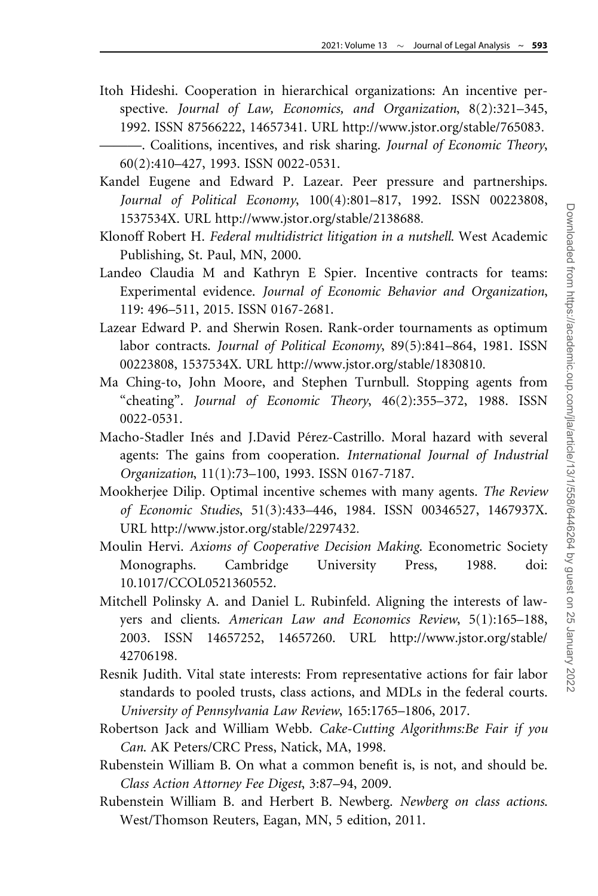Itoh Hideshi. Cooperation in hierarchical organizations: An incentive perspective. *Journal of Law, Economics, and Organization*, 8(2):321–345, 1992. ISSN 87566222, 14657341. URL http://www.jstor.org/stable/765083.

———. Coalitions, incentives, and risk sharing. *Journal of Economic Theory*, 60(2):410–427, 1993. ISSN 0022-0531.

Kandel Eugene and Edward P. Lazear. Peer pressure and partnerships. *Journal of Political Economy*, 100(4):801–817, 1992. ISSN 00223808, 1537534X. URL http://www.jstor.org/stable/2138688.

Klonoff Robert H. *Federal multidistrict litigation in a nutshell*. West Academic Publishing, St. Paul, MN, 2000.

Landeo Claudia M and Kathryn E Spier. Incentive contracts for teams: Experimental evidence. *Journal of Economic Behavior and Organization*, 119: 496–511, 2015. ISSN 0167-2681.

Lazear Edward P. and Sherwin Rosen. Rank-order tournaments as optimum labor contracts. *Journal of Political Economy*, 89(5):841–864, 1981. ISSN 00223808, 1537534X. URL http://www.jstor.org/stable/1830810.

Ma Ching-to, John Moore, and Stephen Turnbull. Stopping agents from "cheating". *Journal of Economic Theory*, 46(2):355–372, 1988. ISSN 0022-0531.

Macho-Stadler Inés and J.David Pérez-Castrillo. Moral hazard with several agents: The gains from cooperation. *International Journal of Industrial Organization*, 11(1):73–100, 1993. ISSN 0167-7187.

Mookherjee Dilip. Optimal incentive schemes with many agents. *The Review of Economic Studies*, 51(3):433–446, 1984. ISSN 00346527, 1467937X. URL http://www.jstor.org/stable/2297432.

Moulin Hervi. *Axioms of Cooperative Decision Making*. Econometric Society Monographs. Cambridge University Press, 1988. doi: 10.1017/CCOL0521360552.

Mitchell Polinsky A. and Daniel L. Rubinfeld. Aligning the interests of lawyers and clients. *American Law and Economics Review*, 5(1):165–188, 2003. ISSN 14657252, 14657260. URL http://www.jstor.org/stable/42706198.

Resnik Judith. Vital state interests: From representative actions for fair labor standards to pooled trusts, class actions, and MDLs in the federal courts. *University of Pennsylvania Law Review*, 165:1765–1806, 2017.

Robertson Jack and William Webb. *Cake-Cutting Algorithms:Be Fair if you Can*. AK Peters/CRC Press, Natick, MA, 1998.

Rubenstein William B. On what a common benefit is, is not, and should be. *Class Action Attorney Fee Digest*, 3:87–94, 2009.

Rubenstein William B. and Herbert B. Newberg. *Newberg on class actions*. West/Thomson Reuters, Eagan, MN, 5 edition, 2011.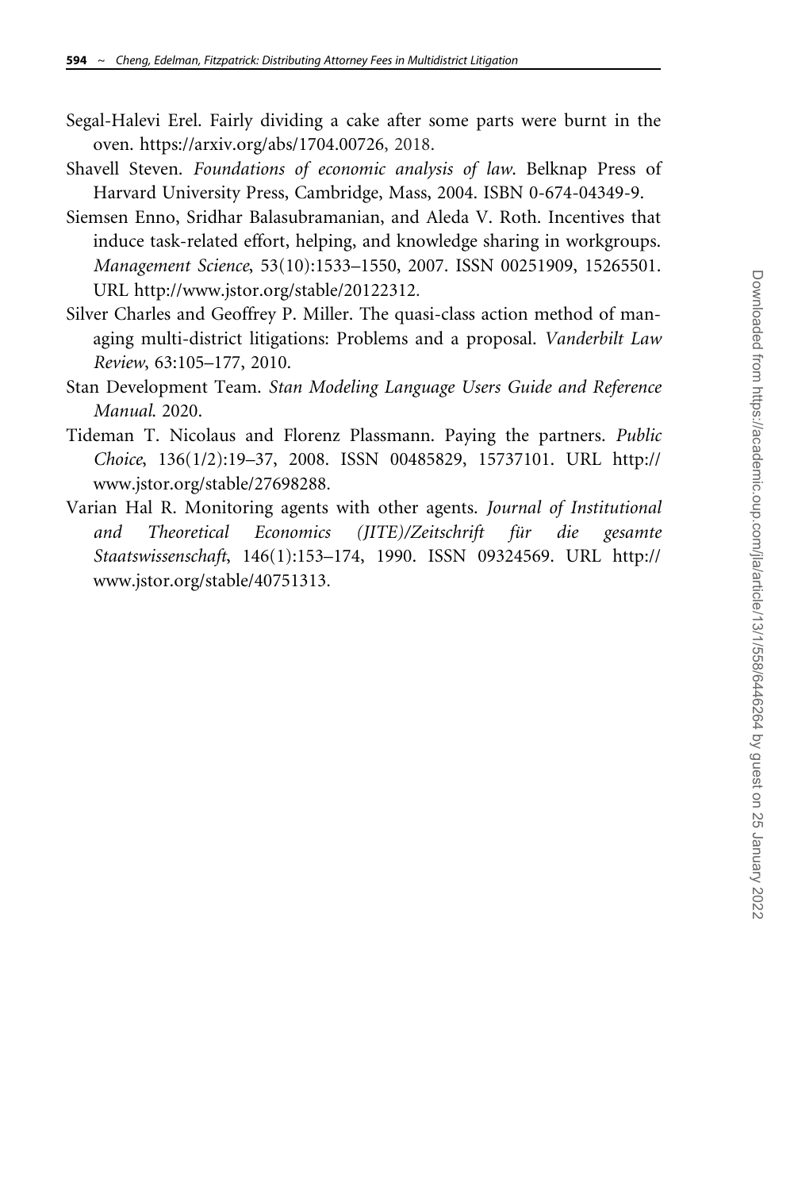Segal-Halevi Erel. Fairly dividing a cake after some parts were burnt in the oven. https://arxiv.org/abs/1704.00726, 2018.

Shavell Steven. *Foundations of economic analysis of law*. Belknap Press of Harvard University Press, Cambridge, Mass, 2004. ISBN 0-674-04349-9.

Siemsen Enno, Sridhar Balasubramanian, and Aleda V. Roth. Incentives that induce task-related effort, helping, and knowledge sharing in workgroups. *Management Science*, 53(10):1533–1550, 2007. ISSN 00251909, 15265501. URL http://www.jstor.org/stable/20122312.

Silver Charles and Geoffrey P. Miller. The quasi-class action method of managing multi-district litigations: Problems and a proposal. *Vanderbilt Law Review*, 63:105–177, 2010.

Stan Development Team. *Stan Modeling Language Users Guide and Reference Manual*. 2020.

Tideman T. Nicolaus and Florenz Plassmann. Paying the partners. *Public Choice*, 136(1/2):19–37, 2008. ISSN 00485829, 15737101. URL http://www.jstor.org/stable/27698288.

Varian Hal R. Monitoring agents with other agents. *Journal of Institutional and Theoretical Economics (JITE)/Zeitschrift für die gesamte Staatswissenschaft*, 146(1):153–174, 1990. ISSN 09324569. URL http://www.jstor.org/stable/40751313.